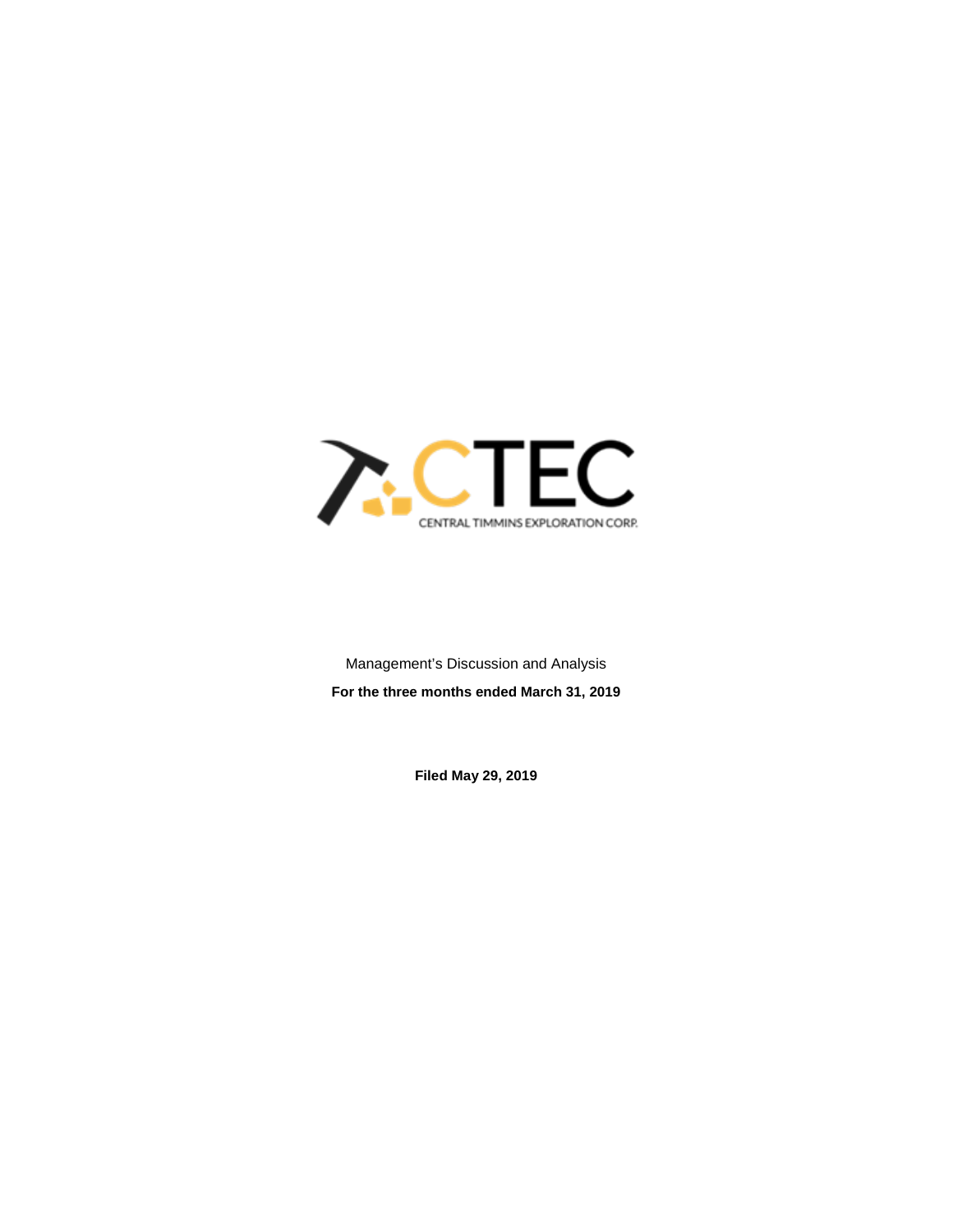CTEC

CENTRAL TIMMINS EXPLORATION CORP.

Management's Discussion and Analysis

**For the three months ended March 31, 2019**

**Filed May 29, 2019**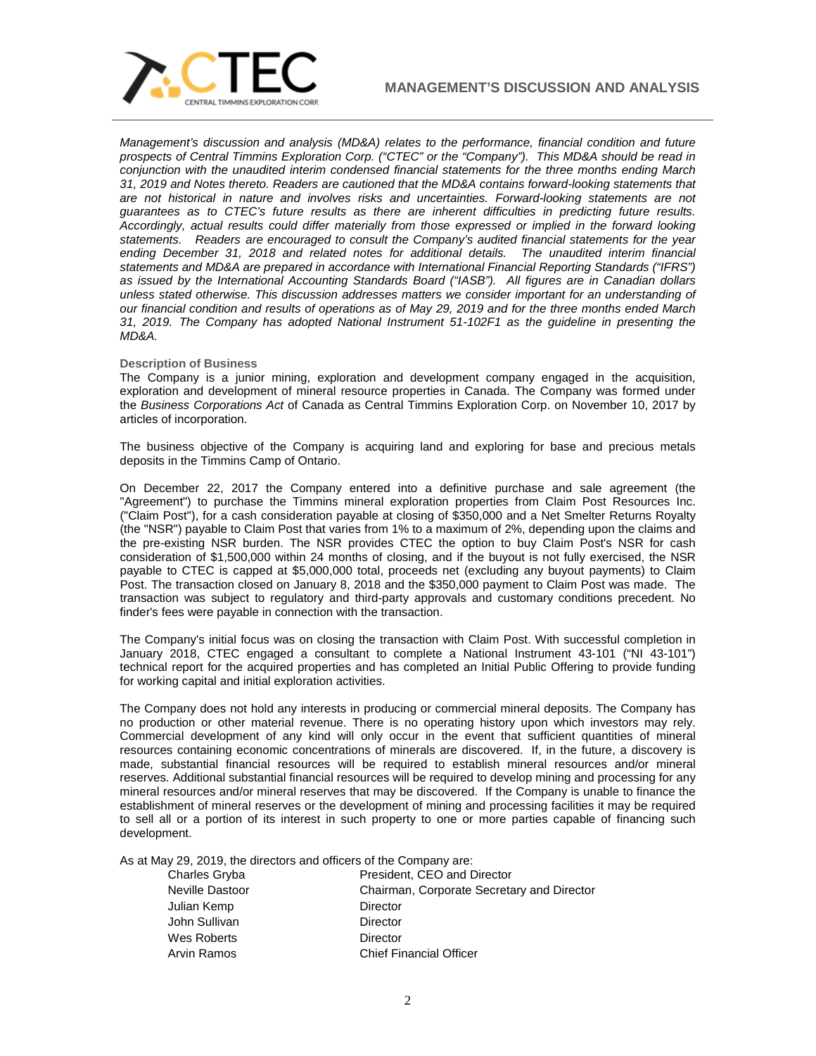*Management's discussion and analysis (MD&A) relates to the performance, financial condition and future prospects of Central Timmins Exploration Corp. ("CTEC" or the "Company"). This MD&A should be read in conjunction with the unaudited interim condensed financial statements for the three months ending March 31, 2019 and Notes thereto. Readers are cautioned that the MD&A contains forward-looking statements that are not historical in nature and involves risks and uncertainties. Forward-looking statements are not guarantees as to CTEC's future results as there are inherent difficulties in predicting future results. Accordingly, actual results could differ materially from those expressed or implied in the forward looking statements. Readers are encouraged to consult the Company's audited financial statements for the year ending December 31, 2018 and related notes for additional details. The unaudited interim financial statements and MD&A are prepared in accordance with International Financial Reporting Standards ("IFRS") as issued by the International Accounting Standards Board ("IASB"). All figures are in Canadian dollars unless stated otherwise. This discussion addresses matters we consider important for an understanding of our financial condition and results of operations as of May 29, 2019 and for the three months ended March 31, 2019. The Company has adopted National Instrument 51-102F1 as the guideline in presenting the MD&A.*

### Description of Business

The Company is a junior mining, exploration and development company engaged in the acquisition, exploration and development of mineral resource properties in Canada. The Company was formed under the *Business Corporations Act* of Canada as Central Timmins Exploration Corp. on November 10, 2017 by articles of incorporation.

The business objective of the Company is acquiring land and exploring for base and precious metals deposits in the Timmins Camp of Ontario.

On December 22, 2017 the Company entered into a definitive purchase and sale agreement (the "Agreement") to purchase the Timmins mineral exploration properties from Claim Post Resources Inc. ("Claim Post"), for a cash consideration payable at closing of $350,000 and a Net Smelter Returns Royalty (the "NSR") payable to Claim Post that varies from 1% to a maximum of 2%, depending upon the claims and the pre-existing NSR burden. The NSR provides CTEC the option to buy Claim Post's NSR for cash consideration of $1,500,000 within 24 months of closing, and if the buyout is not fully exercised, the NSR payable to CTEC is capped at $5,000,000 total, proceeds net (excluding any buyout payments) to Claim Post. The transaction closed on January 8, 2018 and the $350,000 payment to Claim Post was made. The transaction was subject to regulatory and third-party approvals and customary conditions precedent. No finder's fees were payable in connection with the transaction.

The Company's initial focus was on closing the transaction with Claim Post. With successful completion in January 2018, CTEC engaged a consultant to complete a National Instrument 43-101 ("NI 43-101") technical report for the acquired properties and has completed an Initial Public Offering to provide funding for working capital and initial exploration activities.

The Company does not hold any interests in producing or commercial mineral deposits. The Company has no production or other material revenue. There is no operating history upon which investors may rely. Commercial development of any kind will only occur in the event that sufficient quantities of mineral resources containing economic concentrations of minerals are discovered. If, in the future, a discovery is made, substantial financial resources will be required to establish mineral resources and/or mineral reserves. Additional substantial financial resources will be required to develop mining and processing for any mineral resources and/or mineral reserves that may be discovered. If the Company is unable to finance the establishment of mineral reserves or the development of mining and processing facilities it may be required to sell all or a portion of its interest in such property to one or more parties capable of financing such development.

As at May 29, 2019, the directors and officers of the Company are:

| | |
|---|---|
| Charles Gryba | President, CEO and Director |
| Neville Dastoor | Chairman, Corporate Secretary and Director |
| Julian Kemp | Director |
| John Sullivan | Director |
| Wes Roberts | Director |
| Arvin Ramos | Chief Financial Officer |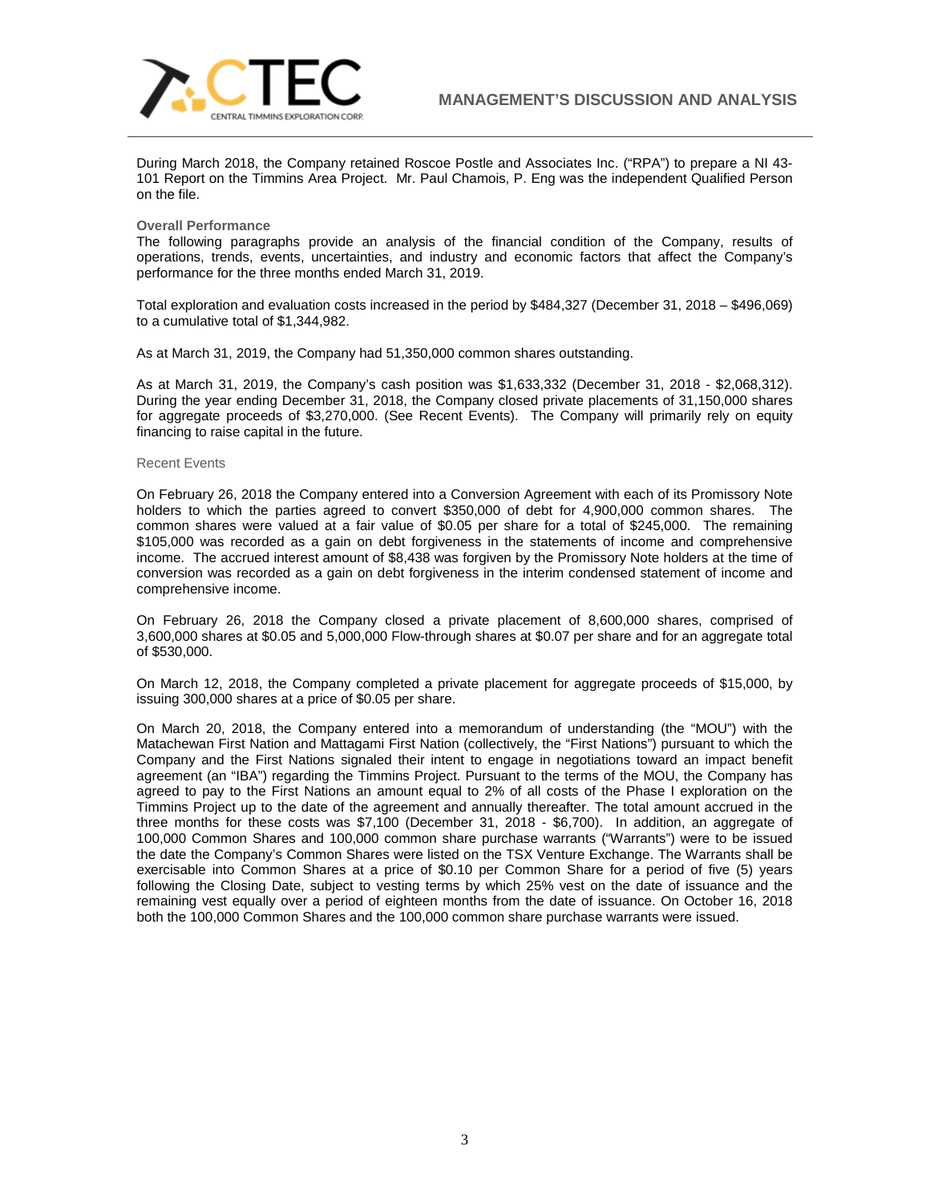During March 2018, the Company retained Roscoe Postle and Associates Inc. ("RPA") to prepare a NI 43-101 Report on the Timmins Area Project. Mr. Paul Chamois, P. Eng was the independent Qualified Person on the file.

### Overall Performance

The following paragraphs provide an analysis of the financial condition of the Company, results of operations, trends, events, uncertainties, and industry and economic factors that affect the Company's performance for the three months ended March 31, 2019.

Total exploration and evaluation costs increased in the period by $484,327 (December 31, 2018 – $496,069) to a cumulative total of $1,344,982.

As at March 31, 2019, the Company had 51,350,000 common shares outstanding.

As at March 31, 2019, the Company's cash position was $1,633,332 (December 31, 2018 - $2,068,312). During the year ending December 31, 2018, the Company closed private placements of 31,150,000 shares for aggregate proceeds of $3,270,000. (See Recent Events). The Company will primarily rely on equity financing to raise capital in the future.

### Recent Events

On February 26, 2018 the Company entered into a Conversion Agreement with each of its Promissory Note holders to which the parties agreed to convert $350,000 of debt for 4,900,000 common shares. The common shares were valued at a fair value of $0.05 per share for a total of $245,000. The remaining $105,000 was recorded as a gain on debt forgiveness in the statements of income and comprehensive income. The accrued interest amount of $8,438 was forgiven by the Promissory Note holders at the time of conversion was recorded as a gain on debt forgiveness in the interim condensed statement of income and comprehensive income.

On February 26, 2018 the Company closed a private placement of 8,600,000 shares, comprised of 3,600,000 shares at $0.05 and 5,000,000 Flow-through shares at $0.07 per share and for an aggregate total of $530,000.

On March 12, 2018, the Company completed a private placement for aggregate proceeds of $15,000, by issuing 300,000 shares at a price of $0.05 per share.

On March 20, 2018, the Company entered into a memorandum of understanding (the "MOU") with the Matachewan First Nation and Mattagami First Nation (collectively, the "First Nations") pursuant to which the Company and the First Nations signaled their intent to engage in negotiations toward an impact benefit agreement (an "IBA") regarding the Timmins Project. Pursuant to the terms of the MOU, the Company has agreed to pay to the First Nations an amount equal to 2% of all costs of the Phase I exploration on the Timmins Project up to the date of the agreement and annually thereafter. The total amount accrued in the three months for these costs was $7,100 (December 31, 2018 - $6,700). In addition, an aggregate of 100,000 Common Shares and 100,000 common share purchase warrants ("Warrants") were to be issued the date the Company's Common Shares were listed on the TSX Venture Exchange. The Warrants shall be exercisable into Common Shares at a price of $0.10 per Common Share for a period of five (5) years following the Closing Date, subject to vesting terms by which 25% vest on the date of issuance and the remaining vest equally over a period of eighteen months from the date of issuance. On October 16, 2018 both the 100,000 Common Shares and the 100,000 common share purchase warrants were issued.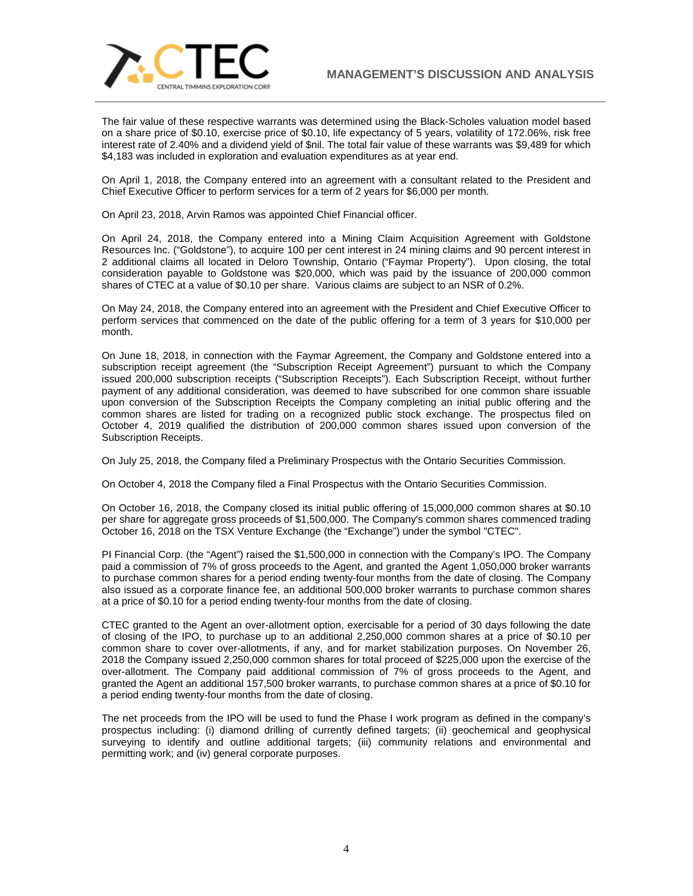The fair value of these respective warrants was determined using the Black-Scholes valuation model based on a share price of $0.10, exercise price of $0.10, life expectancy of 5 years, volatility of 172.06%, risk free interest rate of 2.40% and a dividend yield of $nil. The total fair value of these warrants was $9,489 for which $4,183 was included in exploration and evaluation expenditures as at year end.

On April 1, 2018, the Company entered into an agreement with a consultant related to the President and Chief Executive Officer to perform services for a term of 2 years for $6,000 per month.

On April 23, 2018, Arvin Ramos was appointed Chief Financial officer.

On April 24, 2018, the Company entered into a Mining Claim Acquisition Agreement with Goldstone Resources Inc. ("Goldstone"), to acquire 100 per cent interest in 24 mining claims and 90 percent interest in 2 additional claims all located in Deloro Township, Ontario ("Faymar Property"). Upon closing, the total consideration payable to Goldstone was $20,000, which was paid by the issuance of 200,000 common shares of CTEC at a value of $0.10 per share. Various claims are subject to an NSR of 0.2%.

On May 24, 2018, the Company entered into an agreement with the President and Chief Executive Officer to perform services that commenced on the date of the public offering for a term of 3 years for $10,000 per month.

On June 18, 2018, in connection with the Faymar Agreement, the Company and Goldstone entered into a subscription receipt agreement (the "Subscription Receipt Agreement") pursuant to which the Company issued 200,000 subscription receipts ("Subscription Receipts"). Each Subscription Receipt, without further payment of any additional consideration, was deemed to have subscribed for one common share issuable upon conversion of the Subscription Receipts the Company completing an initial public offering and the common shares are listed for trading on a recognized public stock exchange. The prospectus filed on October 4, 2019 qualified the distribution of 200,000 common shares issued upon conversion of the Subscription Receipts.

On July 25, 2018, the Company filed a Preliminary Prospectus with the Ontario Securities Commission.

On October 4, 2018 the Company filed a Final Prospectus with the Ontario Securities Commission.

On October 16, 2018, the Company closed its initial public offering of 15,000,000 common shares at $0.10 per share for aggregate gross proceeds of $1,500,000. The Company's common shares commenced trading October 16, 2018 on the TSX Venture Exchange (the "Exchange") under the symbol "CTEC".

PI Financial Corp. (the "Agent") raised the $1,500,000 in connection with the Company's IPO. The Company paid a commission of 7% of gross proceeds to the Agent, and granted the Agent 1,050,000 broker warrants to purchase common shares for a period ending twenty-four months from the date of closing. The Company also issued as a corporate finance fee, an additional 500,000 broker warrants to purchase common shares at a price of $0.10 for a period ending twenty-four months from the date of closing.

CTEC granted to the Agent an over-allotment option, exercisable for a period of 30 days following the date of closing of the IPO, to purchase up to an additional 2,250,000 common shares at a price of $0.10 per common share to cover over-allotments, if any, and for market stabilization purposes. On November 26, 2018 the Company issued 2,250,000 common shares for total proceed of $225,000 upon the exercise of the over-allotment. The Company paid additional commission of 7% of gross proceeds to the Agent, and granted the Agent an additional 157,500 broker warrants, to purchase common shares at a price of $0.10 for a period ending twenty-four months from the date of closing.

The net proceeds from the IPO will be used to fund the Phase I work program as defined in the company's prospectus including: (i) diamond drilling of currently defined targets; (ii) geochemical and geophysical surveying to identify and outline additional targets; (iii) community relations and environmental and permitting work; and (iv) general corporate purposes.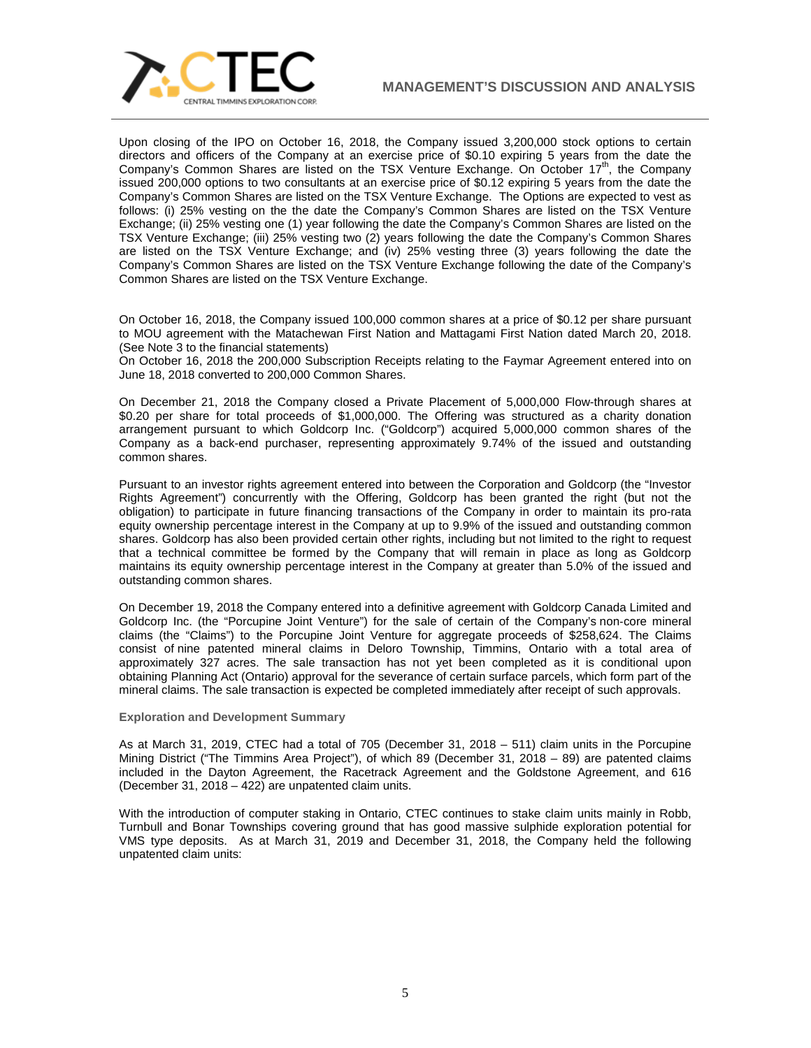Upon closing of the IPO on October 16, 2018, the Company issued 3,200,000 stock options to certain directors and officers of the Company at an exercise price of $0.10 expiring 5 years from the date the Company's Common Shares are listed on the TSX Venture Exchange. On October 17th, the Company issued 200,000 options to two consultants at an exercise price of $0.12 expiring 5 years from the date the Company's Common Shares are listed on the TSX Venture Exchange. The Options are expected to vest as follows: (i) 25% vesting on the the date the Company's Common Shares are listed on the TSX Venture Exchange; (ii) 25% vesting one (1) year following the date the Company's Common Shares are listed on the TSX Venture Exchange; (iii) 25% vesting two (2) years following the date the Company's Common Shares are listed on the TSX Venture Exchange; and (iv) 25% vesting three (3) years following the date the Company's Common Shares are listed on the TSX Venture Exchange following the date of the Company's Common Shares are listed on the TSX Venture Exchange.

On October 16, 2018, the Company issued 100,000 common shares at a price of $0.12 per share pursuant to MOU agreement with the Matachewan First Nation and Mattagami First Nation dated March 20, 2018. (See Note 3 to the financial statements)

On October 16, 2018 the 200,000 Subscription Receipts relating to the Faymar Agreement entered into on June 18, 2018 converted to 200,000 Common Shares.

On December 21, 2018 the Company closed a Private Placement of 5,000,000 Flow-through shares at $0.20 per share for total proceeds of $1,000,000. The Offering was structured as a charity donation arrangement pursuant to which Goldcorp Inc. ("Goldcorp") acquired 5,000,000 common shares of the Company as a back-end purchaser, representing approximately 9.74% of the issued and outstanding common shares.

Pursuant to an investor rights agreement entered into between the Corporation and Goldcorp (the "Investor Rights Agreement") concurrently with the Offering, Goldcorp has been granted the right (but not the obligation) to participate in future financing transactions of the Company in order to maintain its pro-rata equity ownership percentage interest in the Company at up to 9.9% of the issued and outstanding common shares. Goldcorp has also been provided certain other rights, including but not limited to the right to request that a technical committee be formed by the Company that will remain in place as long as Goldcorp maintains its equity ownership percentage interest in the Company at greater than 5.0% of the issued and outstanding common shares.

On December 19, 2018 the Company entered into a definitive agreement with Goldcorp Canada Limited and Goldcorp Inc. (the "Porcupine Joint Venture") for the sale of certain of the Company's non-core mineral claims (the "Claims") to the Porcupine Joint Venture for aggregate proceeds of $258,624. The Claims consist of nine patented mineral claims in Deloro Township, Timmins, Ontario with a total area of approximately 327 acres. The sale transaction has not yet been completed as it is conditional upon obtaining Planning Act (Ontario) approval for the severance of certain surface parcels, which form part of the mineral claims. The sale transaction is expected be completed immediately after receipt of such approvals.

**Exploration and Development Summary**

As at March 31, 2019, CTEC had a total of 705 (December 31, 2018 – 511) claim units in the Porcupine Mining District ("The Timmins Area Project"), of which 89 (December 31, 2018 – 89) are patented claims included in the Dayton Agreement, the Racetrack Agreement and the Goldstone Agreement, and 616 (December 31, 2018 – 422) are unpatented claim units.

With the introduction of computer staking in Ontario, CTEC continues to stake claim units mainly in Robb, Turnbull and Bonar Townships covering ground that has good massive sulphide exploration potential for VMS type deposits. As at March 31, 2019 and December 31, 2018, the Company held the following unpatented claim units: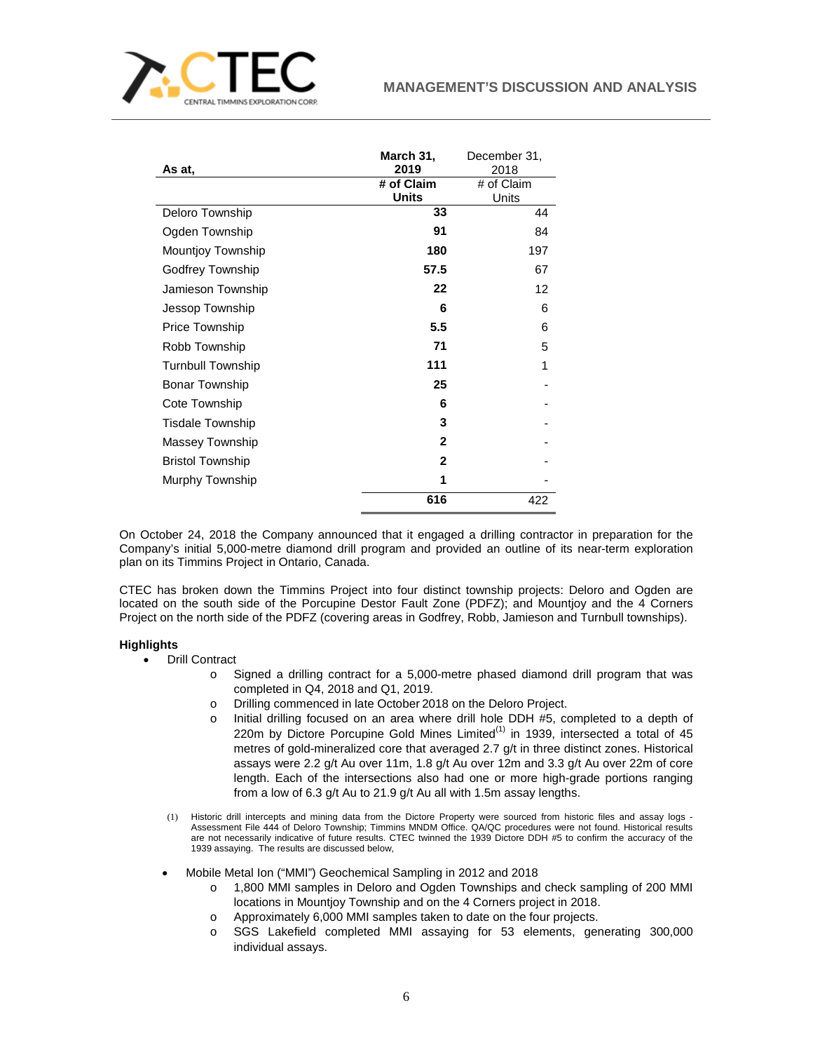| As at, | March 31, 2019 | December 31, 2018 |
| --- | --- | --- |
| | **# of Claim Units** | # of Claim Units |
| Deloro Township | **33** | 44 |
| Ogden Township | **91** | 84 |
| Mountjoy Township | **180** | 197 |
| Godfrey Township | **57.5** | 67 |
| Jamieson Township | **22** | 12 |
| Jessop Township | **6** | 6 |
| Price Township | **5.5** | 6 |
| Robb Township | **71** | 5 |
| Turnbull Township | **111** | 1 |
| Bonar Township | **25** | - |
| Cote Township | **6** | - |
| Tisdale Township | **3** | - |
| Massey Township | **2** | - |
| Bristol Township | **2** | - |
| Murphy Township | **1** | - |
| | **616** | 422 |

On October 24, 2018 the Company announced that it engaged a drilling contractor in preparation for the Company's initial 5,000-metre diamond drill program and provided an outline of its near-term exploration plan on its Timmins Project in Ontario, Canada.

CTEC has broken down the Timmins Project into four distinct township projects: Deloro and Ogden are located on the south side of the Porcupine Destor Fault Zone (PDFZ); and Mountjoy and the 4 Corners Project on the north side of the PDFZ (covering areas in Godfrey, Robb, Jamieson and Turnbull townships).

**Highlights**

- Drill Contract
  - Signed a drilling contract for a 5,000-metre phased diamond drill program that was completed in Q4, 2018 and Q1, 2019.
  - Drilling commenced in late October 2018 on the Deloro Project.
  - Initial drilling focused on an area where drill hole DDH #5, completed to a depth of 220m by Dictore Porcupine Gold Mines Limited[1] in 1939, intersected a total of 45 metres of gold-mineralized core that averaged 2.7 g/t in three distinct zones. Historical assays were 2.2 g/t Au over 11m, 1.8 g/t Au over 12m and 3.3 g/t Au over 22m of core length. Each of the intersections also had one or more high-grade portions ranging from a low of 6.3 g/t Au to 21.9 g/t Au all with 1.5m assay lengths.

(1) Historic drill intercepts and mining data from the Dictore Property were sourced from historic files and assay logs - Assessment File 444 of Deloro Township; Timmins MNDM Office. QA/QC procedures were not found. Historical results are not necessarily indicative of future results. CTEC twinned the 1939 Dictore DDH #5 to confirm the accuracy of the 1939 assaying. The results are discussed below,

- Mobile Metal Ion ("MMI") Geochemical Sampling in 2012 and 2018
  - 1,800 MMI samples in Deloro and Ogden Townships and check sampling of 200 MMI locations in Mountjoy Township and on the 4 Corners project in 2018.
  - Approximately 6,000 MMI samples taken to date on the four projects.
  - SGS Lakefield completed MMI assaying for 53 elements, generating 300,000 individual assays.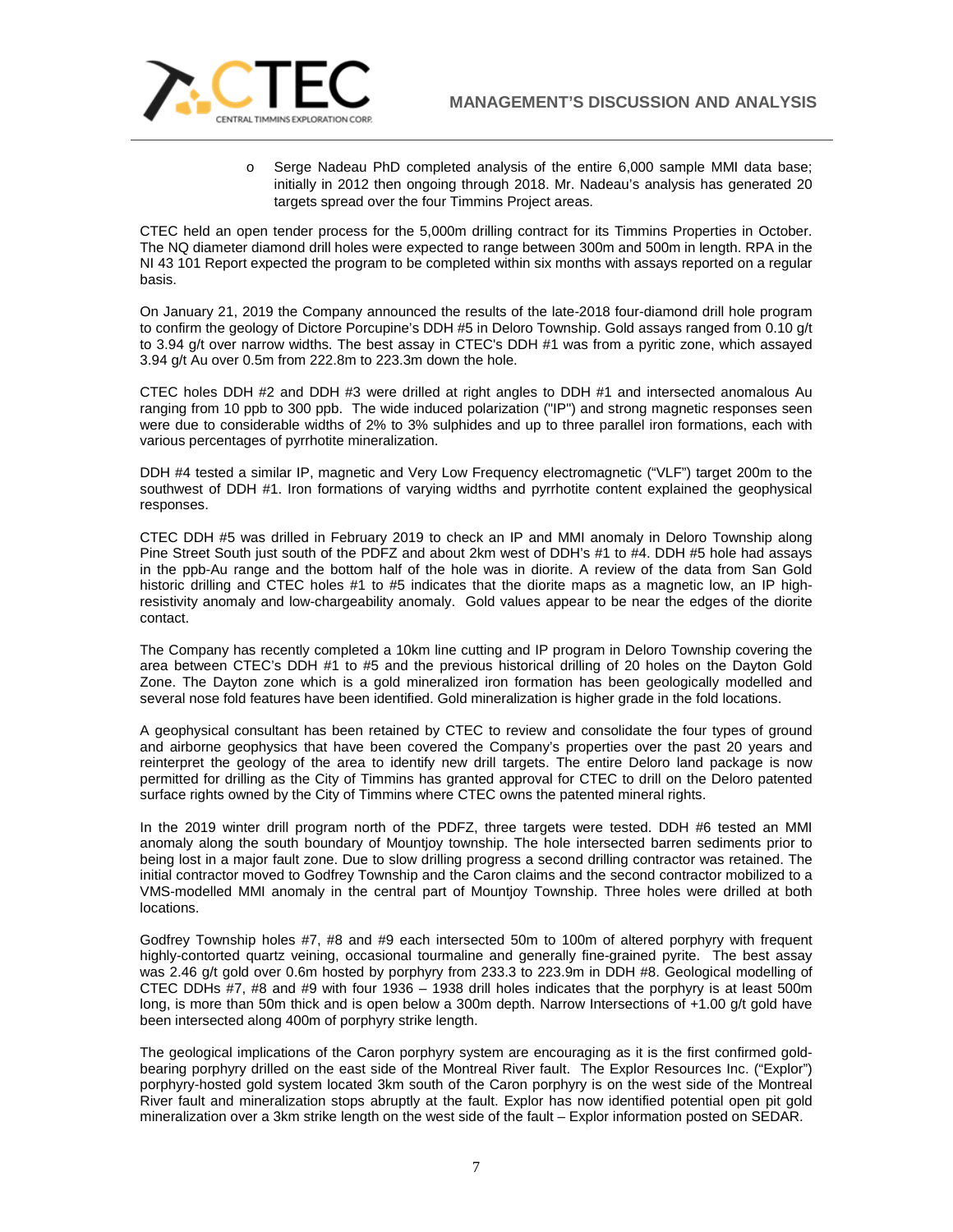- Serge Nadeau PhD completed analysis of the entire 6,000 sample MMI data base; initially in 2012 then ongoing through 2018. Mr. Nadeau's analysis has generated 20 targets spread over the four Timmins Project areas.

CTEC held an open tender process for the 5,000m drilling contract for its Timmins Properties in October. The NQ diameter diamond drill holes were expected to range between 300m and 500m in length. RPA in the NI 43 101 Report expected the program to be completed within six months with assays reported on a regular basis.

On January 21, 2019 the Company announced the results of the late-2018 four-diamond drill hole program to confirm the geology of Dictore Porcupine's DDH #5 in Deloro Township. Gold assays ranged from 0.10 g/t to 3.94 g/t over narrow widths. The best assay in CTEC's DDH #1 was from a pyritic zone, which assayed 3.94 g/t Au over 0.5m from 222.8m to 223.3m down the hole.

CTEC holes DDH #2 and DDH #3 were drilled at right angles to DDH #1 and intersected anomalous Au ranging from 10 ppb to 300 ppb. The wide induced polarization ("IP") and strong magnetic responses seen were due to considerable widths of 2% to 3% sulphides and up to three parallel iron formations, each with various percentages of pyrrhotite mineralization.

DDH #4 tested a similar IP, magnetic and Very Low Frequency electromagnetic ("VLF") target 200m to the southwest of DDH #1. Iron formations of varying widths and pyrrhotite content explained the geophysical responses.

CTEC DDH #5 was drilled in February 2019 to check an IP and MMI anomaly in Deloro Township along Pine Street South just south of the PDFZ and about 2km west of DDH's #1 to #4. DDH #5 hole had assays in the ppb-Au range and the bottom half of the hole was in diorite. A review of the data from San Gold historic drilling and CTEC holes #1 to #5 indicates that the diorite maps as a magnetic low, an IP high-resistivity anomaly and low-chargeability anomaly. Gold values appear to be near the edges of the diorite contact.

The Company has recently completed a 10km line cutting and IP program in Deloro Township covering the area between CTEC's DDH #1 to #5 and the previous historical drilling of 20 holes on the Dayton Gold Zone. The Dayton zone which is a gold mineralized iron formation has been geologically modelled and several nose fold features have been identified. Gold mineralization is higher grade in the fold locations.

A geophysical consultant has been retained by CTEC to review and consolidate the four types of ground and airborne geophysics that have been covered the Company's properties over the past 20 years and reinterpret the geology of the area to identify new drill targets. The entire Deloro land package is now permitted for drilling as the City of Timmins has granted approval for CTEC to drill on the Deloro patented surface rights owned by the City of Timmins where CTEC owns the patented mineral rights.

In the 2019 winter drill program north of the PDFZ, three targets were tested. DDH #6 tested an MMI anomaly along the south boundary of Mountjoy township. The hole intersected barren sediments prior to being lost in a major fault zone. Due to slow drilling progress a second drilling contractor was retained. The initial contractor moved to Godfrey Township and the Caron claims and the second contractor mobilized to a VMS-modelled MMI anomaly in the central part of Mountjoy Township. Three holes were drilled at both locations.

Godfrey Township holes #7, #8 and #9 each intersected 50m to 100m of altered porphyry with frequent highly-contorted quartz veining, occasional tourmaline and generally fine-grained pyrite. The best assay was 2.46 g/t gold over 0.6m hosted by porphyry from 233.3 to 223.9m in DDH #8. Geological modelling of CTEC DDHs #7, #8 and #9 with four 1936 – 1938 drill holes indicates that the porphyry is at least 500m long, is more than 50m thick and is open below a 300m depth. Narrow Intersections of +1.00 g/t gold have been intersected along 400m of porphyry strike length.

The geological implications of the Caron porphyry system are encouraging as it is the first confirmed gold-bearing porphyry drilled on the east side of the Montreal River fault. The Explor Resources Inc. ("Explor") porphyry-hosted gold system located 3km south of the Caron porphyry is on the west side of the Montreal River fault and mineralization stops abruptly at the fault. Explor has now identified potential open pit gold mineralization over a 3km strike length on the west side of the fault – Explor information posted on SEDAR.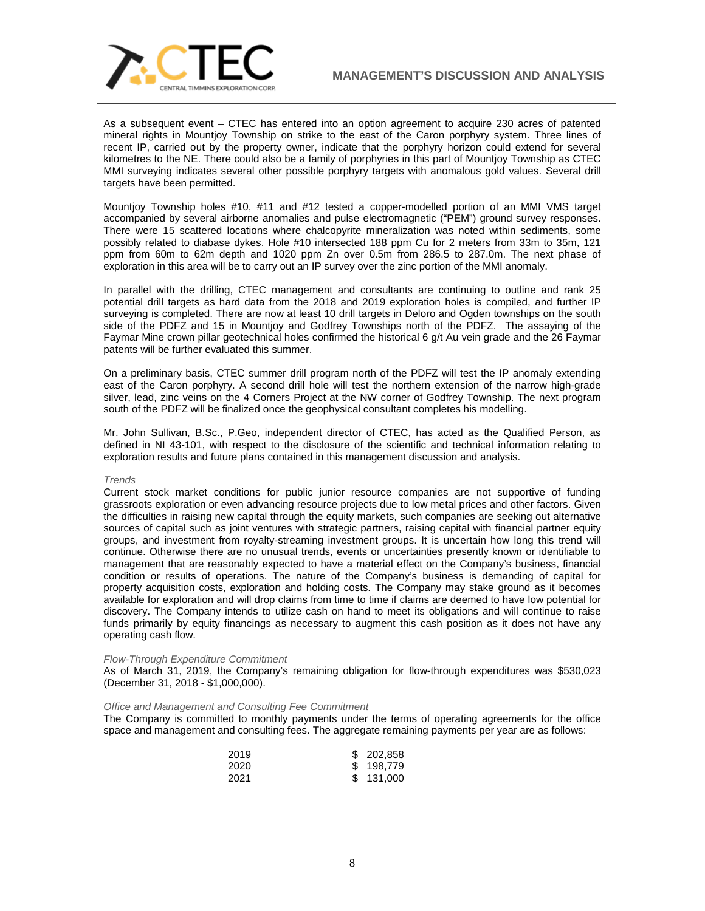As a subsequent event – CTEC has entered into an option agreement to acquire 230 acres of patented mineral rights in Mountjoy Township on strike to the east of the Caron porphyry system. Three lines of recent IP, carried out by the property owner, indicate that the porphyry horizon could extend for several kilometres to the NE. There could also be a family of porphyries in this part of Mountjoy Township as CTEC MMI surveying indicates several other possible porphyry targets with anomalous gold values. Several drill targets have been permitted.

Mountjoy Township holes #10, #11 and #12 tested a copper-modelled portion of an MMI VMS target accompanied by several airborne anomalies and pulse electromagnetic ("PEM") ground survey responses. There were 15 scattered locations where chalcopyrite mineralization was noted within sediments, some possibly related to diabase dykes. Hole #10 intersected 188 ppm Cu for 2 meters from 33m to 35m, 121 ppm from 60m to 62m depth and 1020 ppm Zn over 0.5m from 286.5 to 287.0m. The next phase of exploration in this area will be to carry out an IP survey over the zinc portion of the MMI anomaly.

In parallel with the drilling, CTEC management and consultants are continuing to outline and rank 25 potential drill targets as hard data from the 2018 and 2019 exploration holes is compiled, and further IP surveying is completed. There are now at least 10 drill targets in Deloro and Ogden townships on the south side of the PDFZ and 15 in Mountjoy and Godfrey Townships north of the PDFZ. The assaying of the Faymar Mine crown pillar geotechnical holes confirmed the historical 6 g/t Au vein grade and the 26 Faymar patents will be further evaluated this summer.

On a preliminary basis, CTEC summer drill program north of the PDFZ will test the IP anomaly extending east of the Caron porphyry. A second drill hole will test the northern extension of the narrow high-grade silver, lead, zinc veins on the 4 Corners Project at the NW corner of Godfrey Township. The next program south of the PDFZ will be finalized once the geophysical consultant completes his modelling.

Mr. John Sullivan, B.Sc., P.Geo, independent director of CTEC, has acted as the Qualified Person, as defined in NI 43-101, with respect to the disclosure of the scientific and technical information relating to exploration results and future plans contained in this management discussion and analysis.

*Trends*

Current stock market conditions for public junior resource companies are not supportive of funding grassroots exploration or even advancing resource projects due to low metal prices and other factors. Given the difficulties in raising new capital through the equity markets, such companies are seeking out alternative sources of capital such as joint ventures with strategic partners, raising capital with financial partner equity groups, and investment from royalty-streaming investment groups. It is uncertain how long this trend will continue. Otherwise there are no unusual trends, events or uncertainties presently known or identifiable to management that are reasonably expected to have a material effect on the Company's business, financial condition or results of operations. The nature of the Company's business is demanding of capital for property acquisition costs, exploration and holding costs. The Company may stake ground as it becomes available for exploration and will drop claims from time to time if claims are deemed to have low potential for discovery. The Company intends to utilize cash on hand to meet its obligations and will continue to raise funds primarily by equity financings as necessary to augment this cash position as it does not have any operating cash flow.

*Flow-Through Expenditure Commitment*

As of March 31, 2019, the Company's remaining obligation for flow-through expenditures was $530,023 (December 31, 2018 - $1,000,000).

*Office and Management and Consulting Fee Commitment*

The Company is committed to monthly payments under the terms of operating agreements for the office space and management and consulting fees. The aggregate remaining payments per year are as follows:

| | |
|---|---|
| 2019 | $ 202,858 |
| 2020 | $ 198,779 |
| 2021 | $ 131,000 |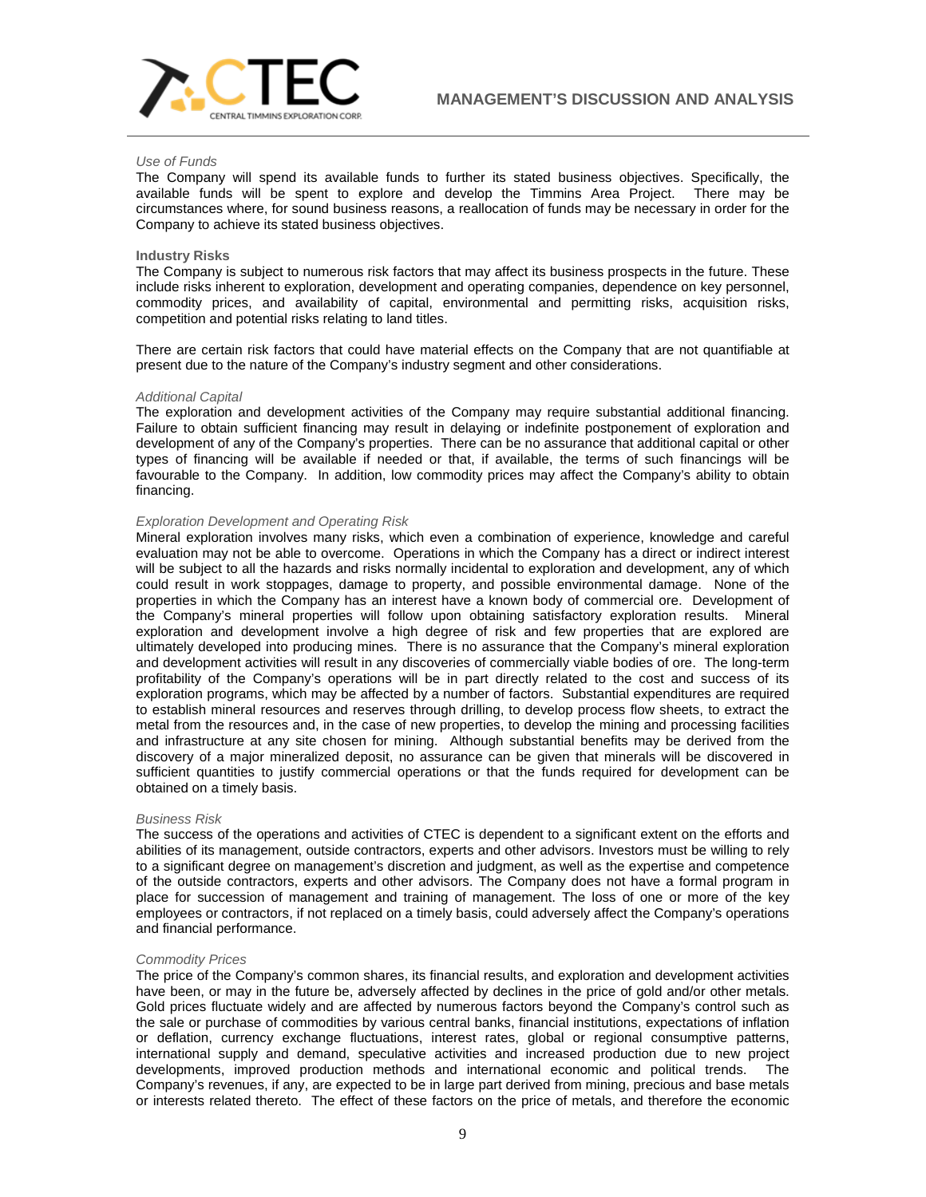*Use of Funds*

The Company will spend its available funds to further its stated business objectives. Specifically, the available funds will be spent to explore and develop the Timmins Area Project. There may be circumstances where, for sound business reasons, a reallocation of funds may be necessary in order for the Company to achieve its stated business objectives.

**Industry Risks**

The Company is subject to numerous risk factors that may affect its business prospects in the future. These include risks inherent to exploration, development and operating companies, dependence on key personnel, commodity prices, and availability of capital, environmental and permitting risks, acquisition risks, competition and potential risks relating to land titles.

There are certain risk factors that could have material effects on the Company that are not quantifiable at present due to the nature of the Company's industry segment and other considerations.

*Additional Capital*

The exploration and development activities of the Company may require substantial additional financing. Failure to obtain sufficient financing may result in delaying or indefinite postponement of exploration and development of any of the Company's properties. There can be no assurance that additional capital or other types of financing will be available if needed or that, if available, the terms of such financings will be favourable to the Company. In addition, low commodity prices may affect the Company's ability to obtain financing.

*Exploration Development and Operating Risk*

Mineral exploration involves many risks, which even a combination of experience, knowledge and careful evaluation may not be able to overcome. Operations in which the Company has a direct or indirect interest will be subject to all the hazards and risks normally incidental to exploration and development, any of which could result in work stoppages, damage to property, and possible environmental damage. None of the properties in which the Company has an interest have a known body of commercial ore. Development of the Company's mineral properties will follow upon obtaining satisfactory exploration results. Mineral exploration and development involve a high degree of risk and few properties that are explored are ultimately developed into producing mines. There is no assurance that the Company's mineral exploration and development activities will result in any discoveries of commercially viable bodies of ore. The long-term profitability of the Company's operations will be in part directly related to the cost and success of its exploration programs, which may be affected by a number of factors. Substantial expenditures are required to establish mineral resources and reserves through drilling, to develop process flow sheets, to extract the metal from the resources and, in the case of new properties, to develop the mining and processing facilities and infrastructure at any site chosen for mining. Although substantial benefits may be derived from the discovery of a major mineralized deposit, no assurance can be given that minerals will be discovered in sufficient quantities to justify commercial operations or that the funds required for development can be obtained on a timely basis.

*Business Risk*

The success of the operations and activities of CTEC is dependent to a significant extent on the efforts and abilities of its management, outside contractors, experts and other advisors. Investors must be willing to rely to a significant degree on management's discretion and judgment, as well as the expertise and competence of the outside contractors, experts and other advisors. The Company does not have a formal program in place for succession of management and training of management. The loss of one or more of the key employees or contractors, if not replaced on a timely basis, could adversely affect the Company's operations and financial performance.

*Commodity Prices*

The price of the Company's common shares, its financial results, and exploration and development activities have been, or may in the future be, adversely affected by declines in the price of gold and/or other metals. Gold prices fluctuate widely and are affected by numerous factors beyond the Company's control such as the sale or purchase of commodities by various central banks, financial institutions, expectations of inflation or deflation, currency exchange fluctuations, interest rates, global or regional consumptive patterns, international supply and demand, speculative activities and increased production due to new project developments, improved production methods and international economic and political trends. The Company's revenues, if any, are expected to be in large part derived from mining, precious and base metals or interests related thereto. The effect of these factors on the price of metals, and therefore the economic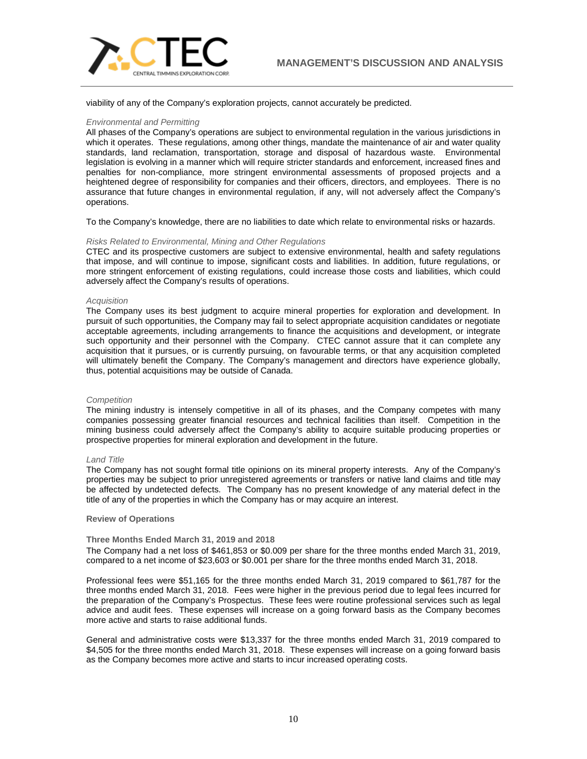viability of any of the Company's exploration projects, cannot accurately be predicted.

*Environmental and Permitting*

All phases of the Company's operations are subject to environmental regulation in the various jurisdictions in which it operates. These regulations, among other things, mandate the maintenance of air and water quality standards, land reclamation, transportation, storage and disposal of hazardous waste. Environmental legislation is evolving in a manner which will require stricter standards and enforcement, increased fines and penalties for non-compliance, more stringent environmental assessments of proposed projects and a heightened degree of responsibility for companies and their officers, directors, and employees. There is no assurance that future changes in environmental regulation, if any, will not adversely affect the Company's operations.

To the Company's knowledge, there are no liabilities to date which relate to environmental risks or hazards.

*Risks Related to Environmental, Mining and Other Regulations*

CTEC and its prospective customers are subject to extensive environmental, health and safety regulations that impose, and will continue to impose, significant costs and liabilities. In addition, future regulations, or more stringent enforcement of existing regulations, could increase those costs and liabilities, which could adversely affect the Company's results of operations.

*Acquisition*

The Company uses its best judgment to acquire mineral properties for exploration and development. In pursuit of such opportunities, the Company may fail to select appropriate acquisition candidates or negotiate acceptable agreements, including arrangements to finance the acquisitions and development, or integrate such opportunity and their personnel with the Company. CTEC cannot assure that it can complete any acquisition that it pursues, or is currently pursuing, on favourable terms, or that any acquisition completed will ultimately benefit the Company. The Company's management and directors have experience globally, thus, potential acquisitions may be outside of Canada.

*Competition*

The mining industry is intensely competitive in all of its phases, and the Company competes with many companies possessing greater financial resources and technical facilities than itself. Competition in the mining business could adversely affect the Company's ability to acquire suitable producing properties or prospective properties for mineral exploration and development in the future.

*Land Title*

The Company has not sought formal title opinions on its mineral property interests. Any of the Company's properties may be subject to prior unregistered agreements or transfers or native land claims and title may be affected by undetected defects. The Company has no present knowledge of any material defect in the title of any of the properties in which the Company has or may acquire an interest.

**Review of Operations**

**Three Months Ended March 31, 2019 and 2018**

The Company had a net loss of $461,853 or $0.009 per share for the three months ended March 31, 2019, compared to a net income of $23,603 or $0.001 per share for the three months ended March 31, 2018.

Professional fees were $51,165 for the three months ended March 31, 2019 compared to $61,787 for the three months ended March 31, 2018. Fees were higher in the previous period due to legal fees incurred for the preparation of the Company's Prospectus. These fees were routine professional services such as legal advice and audit fees. These expenses will increase on a going forward basis as the Company becomes more active and starts to raise additional funds.

General and administrative costs were $13,337 for the three months ended March 31, 2019 compared to $4,505 for the three months ended March 31, 2018. These expenses will increase on a going forward basis as the Company becomes more active and starts to incur increased operating costs.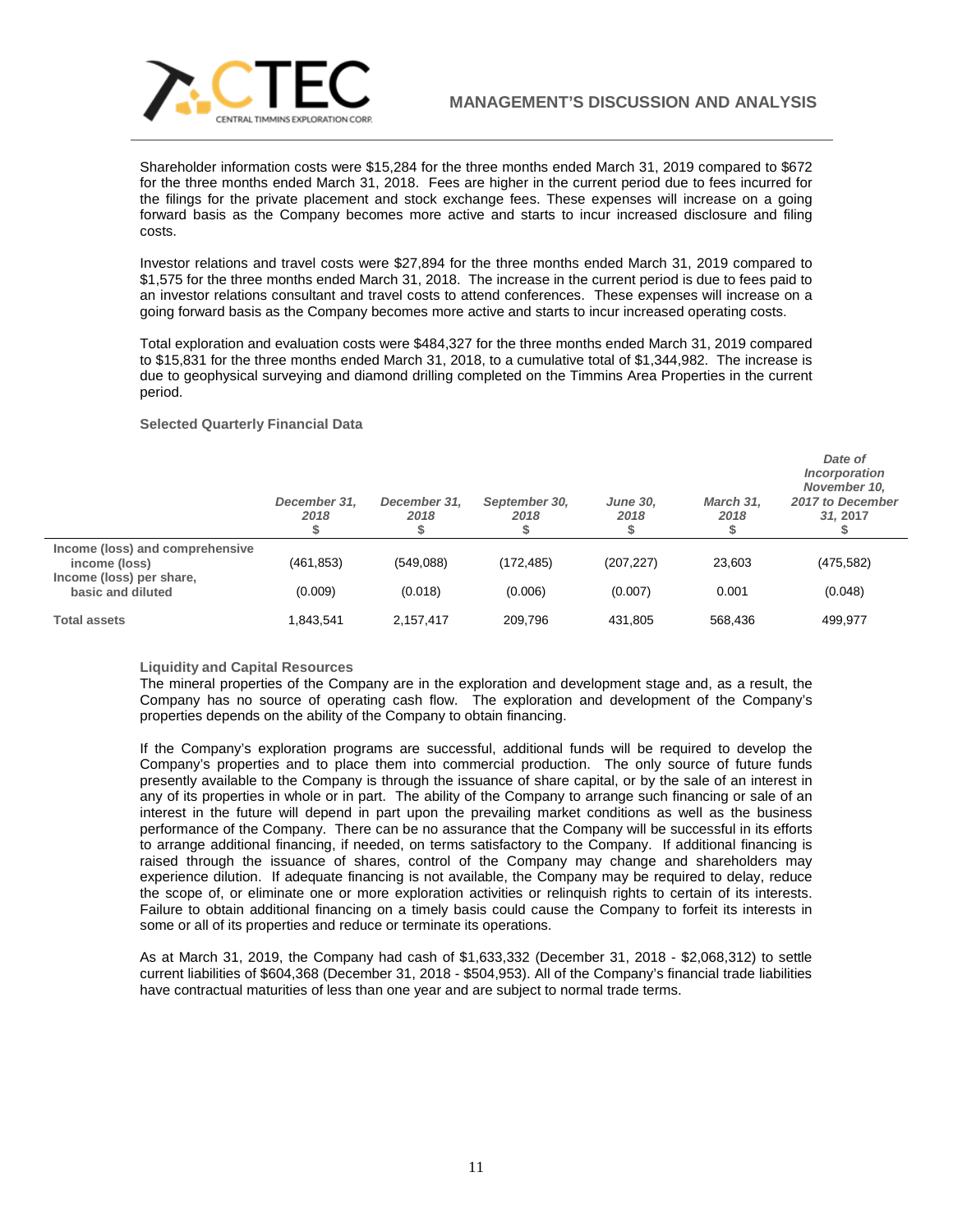Shareholder information costs were $15,284 for the three months ended March 31, 2019 compared to $672 for the three months ended March 31, 2018. Fees are higher in the current period due to fees incurred for the filings for the private placement and stock exchange fees. These expenses will increase on a going forward basis as the Company becomes more active and starts to incur increased disclosure and filing costs.

Investor relations and travel costs were $27,894 for the three months ended March 31, 2019 compared to $1,575 for the three months ended March 31, 2018. The increase in the current period is due to fees paid to an investor relations consultant and travel costs to attend conferences. These expenses will increase on a going forward basis as the Company becomes more active and starts to incur increased operating costs.

Total exploration and evaluation costs were $484,327 for the three months ended March 31, 2019 compared to $15,831 for the three months ended March 31, 2018, to a cumulative total of $1,344,982. The increase is due to geophysical surveying and diamond drilling completed on the Timmins Area Properties in the current period.

### Selected Quarterly Financial Data

| | *December 31, 2018* $ | *December 31, 2018* $ | *September 30, 2018* $ | *June 30, 2018* $ | *March 31, 2018* $ | *Date of Incorporation November 10, 2017 to December 31, 2017* $ |
|---|---|---|---|---|---|---|
| **Income (loss) and comprehensive income (loss)** | (461,853) | (549,088) | (172,485) | (207,227) | 23,603 | (475,582) |
| **Income (loss) per share, basic and diluted** | (0.009) | (0.018) | (0.006) | (0.007) | 0.001 | (0.048) |
| **Total assets** | 1,843,541 | 2,157,417 | 209,796 | 431,805 | 568,436 | 499,977 |

### Liquidity and Capital Resources

The mineral properties of the Company are in the exploration and development stage and, as a result, the Company has no source of operating cash flow. The exploration and development of the Company's properties depends on the ability of the Company to obtain financing.

If the Company's exploration programs are successful, additional funds will be required to develop the Company's properties and to place them into commercial production. The only source of future funds presently available to the Company is through the issuance of share capital, or by the sale of an interest in any of its properties in whole or in part. The ability of the Company to arrange such financing or sale of an interest in the future will depend in part upon the prevailing market conditions as well as the business performance of the Company. There can be no assurance that the Company will be successful in its efforts to arrange additional financing, if needed, on terms satisfactory to the Company. If additional financing is raised through the issuance of shares, control of the Company may change and shareholders may experience dilution. If adequate financing is not available, the Company may be required to delay, reduce the scope of, or eliminate one or more exploration activities or relinquish rights to certain of its interests. Failure to obtain additional financing on a timely basis could cause the Company to forfeit its interests in some or all of its properties and reduce or terminate its operations.

As at March 31, 2019, the Company had cash of $1,633,332 (December 31, 2018 - $2,068,312) to settle current liabilities of $604,368 (December 31, 2018 - $504,953). All of the Company's financial trade liabilities have contractual maturities of less than one year and are subject to normal trade terms.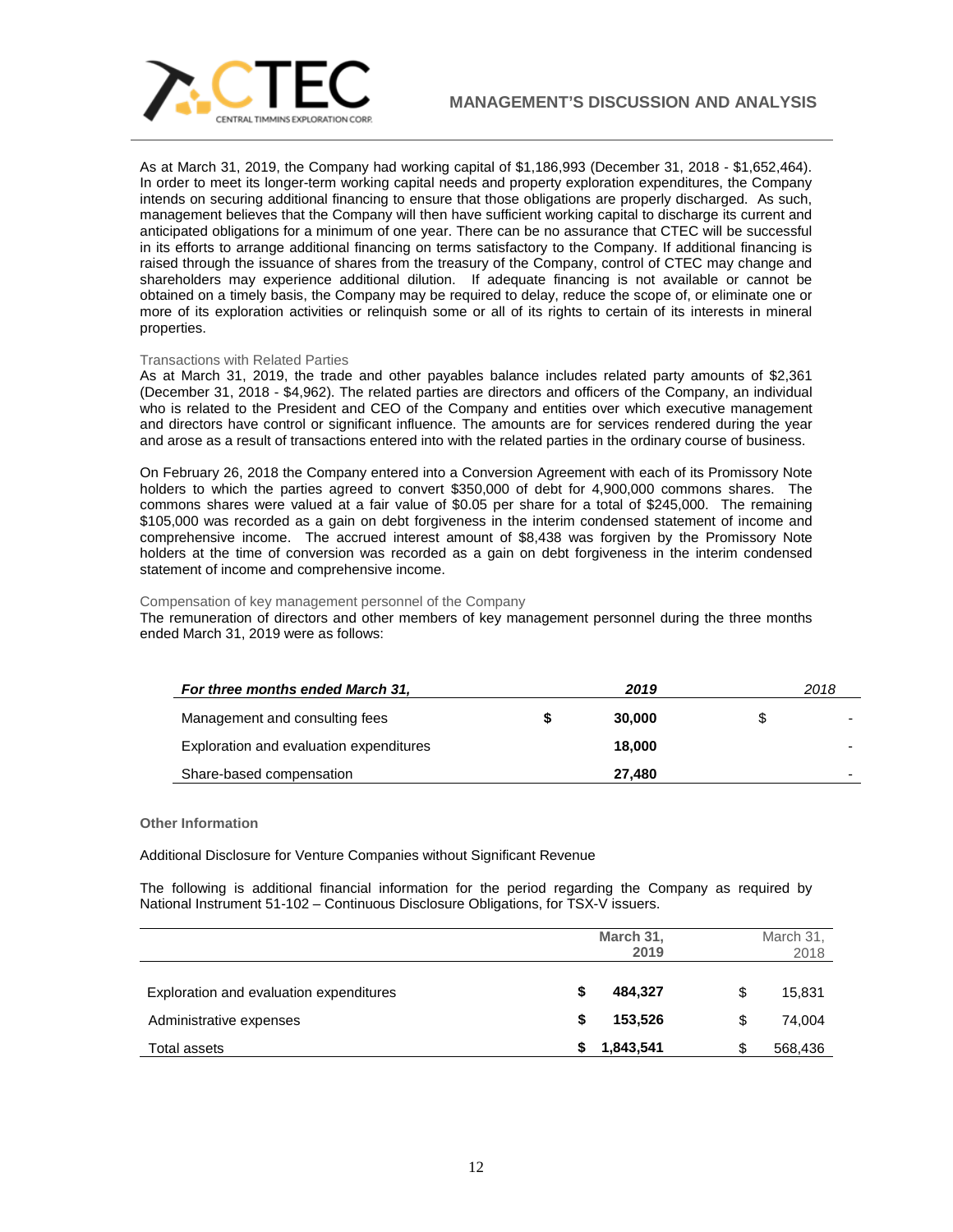As at March 31, 2019, the Company had working capital of $1,186,993 (December 31, 2018 - $1,652,464). In order to meet its longer-term working capital needs and property exploration expenditures, the Company intends on securing additional financing to ensure that those obligations are properly discharged. As such, management believes that the Company will then have sufficient working capital to discharge its current and anticipated obligations for a minimum of one year. There can be no assurance that CTEC will be successful in its efforts to arrange additional financing on terms satisfactory to the Company. If additional financing is raised through the issuance of shares from the treasury of the Company, control of CTEC may change and shareholders may experience additional dilution. If adequate financing is not available or cannot be obtained on a timely basis, the Company may be required to delay, reduce the scope of, or eliminate one or more of its exploration activities or relinquish some or all of its rights to certain of its interests in mineral properties.

Transactions with Related Parties

As at March 31, 2019, the trade and other payables balance includes related party amounts of $2,361 (December 31, 2018 - $4,962). The related parties are directors and officers of the Company, an individual who is related to the President and CEO of the Company and entities over which executive management and directors have control or significant influence. The amounts are for services rendered during the year and arose as a result of transactions entered into with the related parties in the ordinary course of business.

On February 26, 2018 the Company entered into a Conversion Agreement with each of its Promissory Note holders to which the parties agreed to convert $350,000 of debt for 4,900,000 commons shares. The commons shares were valued at a fair value of $0.05 per share for a total of $245,000. The remaining $105,000 was recorded as a gain on debt forgiveness in the interim condensed statement of income and comprehensive income. The accrued interest amount of $8,438 was forgiven by the Promissory Note holders at the time of conversion was recorded as a gain on debt forgiveness in the interim condensed statement of income and comprehensive income.

Compensation of key management personnel of the Company

The remuneration of directors and other members of key management personnel during the three months ended March 31, 2019 were as follows:

| ***For three months ended March 31,*** | | ***2019*** | | *2018* |
|---|---|---|---|---|
| Management and consulting fees | **$** | **30,000** | $ | - |
| Exploration and evaluation expenditures | | **18,000** | | - |
| Share-based compensation | | **27,480** | | - |

**Other Information**

Additional Disclosure for Venture Companies without Significant Revenue

The following is additional financial information for the period regarding the Company as required by National Instrument 51-102 – Continuous Disclosure Obligations, for TSX-V issuers.

| | | **March 31, 2019** | | March 31, 2018 |
|---|---|---|---|---|
| Exploration and evaluation expenditures | **$** | **484,327** | $ | 15,831 |
| Administrative expenses | **$** | **153,526** | $ | 74,004 |
| Total assets | **$** | **1,843,541** | $ | 568,436 |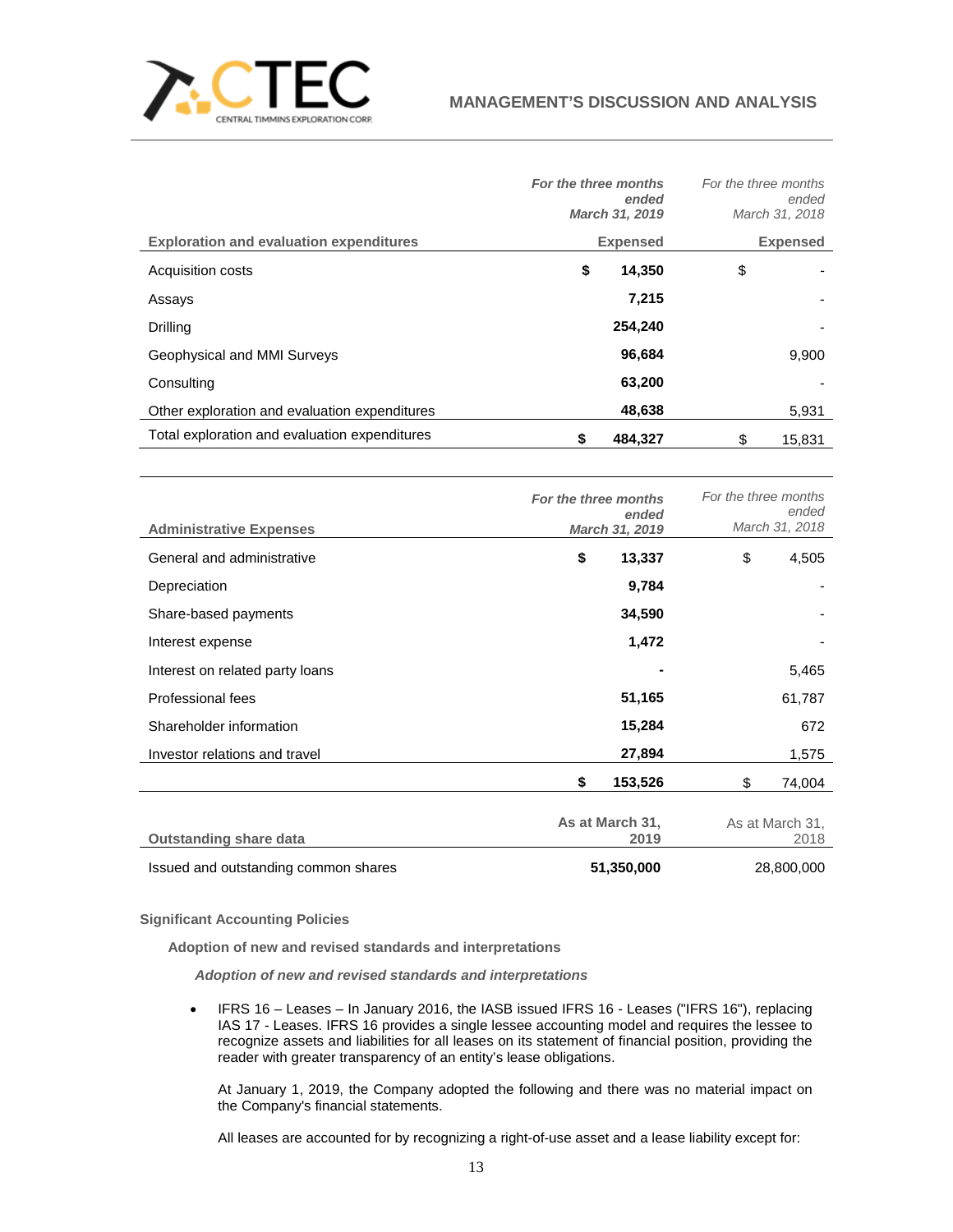| Exploration and evaluation expenditures | *For the three months ended March 31, 2019* Expensed | For the three months ended March 31, 2018 Expensed |
|---|---|---|
| Acquisition costs | **$ 14,350** | $ - |
| Assays | **7,215** | - |
| Drilling | **254,240** | - |
| Geophysical and MMI Surveys | **96,684** | 9,900 |
| Consulting | **63,200** | - |
| Other exploration and evaluation expenditures | **48,638** | 5,931 |
| Total exploration and evaluation expenditures | **$ 484,327** | $ 15,831 |

| Administrative Expenses | *For the three months ended March 31, 2019* | For the three months ended March 31, 2018 |
|---|---|---|
| General and administrative | **$ 13,337** | $ 4,505 |
| Depreciation | **9,784** | - |
| Share-based payments | **34,590** | - |
| Interest expense | **1,472** | - |
| Interest on related party loans | **-** | 5,465 |
| Professional fees | **51,165** | 61,787 |
| Shareholder information | **15,284** | 672 |
| Investor relations and travel | **27,894** | 1,575 |
| | **$ 153,526** | $ 74,004 |

| Outstanding share data | As at March 31, 2019 | As at March 31, 2018 |
|---|---|---|
| Issued and outstanding common shares | **51,350,000** | 28,800,000 |

## Significant Accounting Policies

### Adoption of new and revised standards and interpretations

***Adoption of new and revised standards and interpretations***

- IFRS 16 – Leases – In January 2016, the IASB issued IFRS 16 - Leases ("IFRS 16"), replacing IAS 17 - Leases. IFRS 16 provides a single lessee accounting model and requires the lessee to recognize assets and liabilities for all leases on its statement of financial position, providing the reader with greater transparency of an entity's lease obligations.

  At January 1, 2019, the Company adopted the following and there was no material impact on the Company's financial statements.

  All leases are accounted for by recognizing a right-of-use asset and a lease liability except for: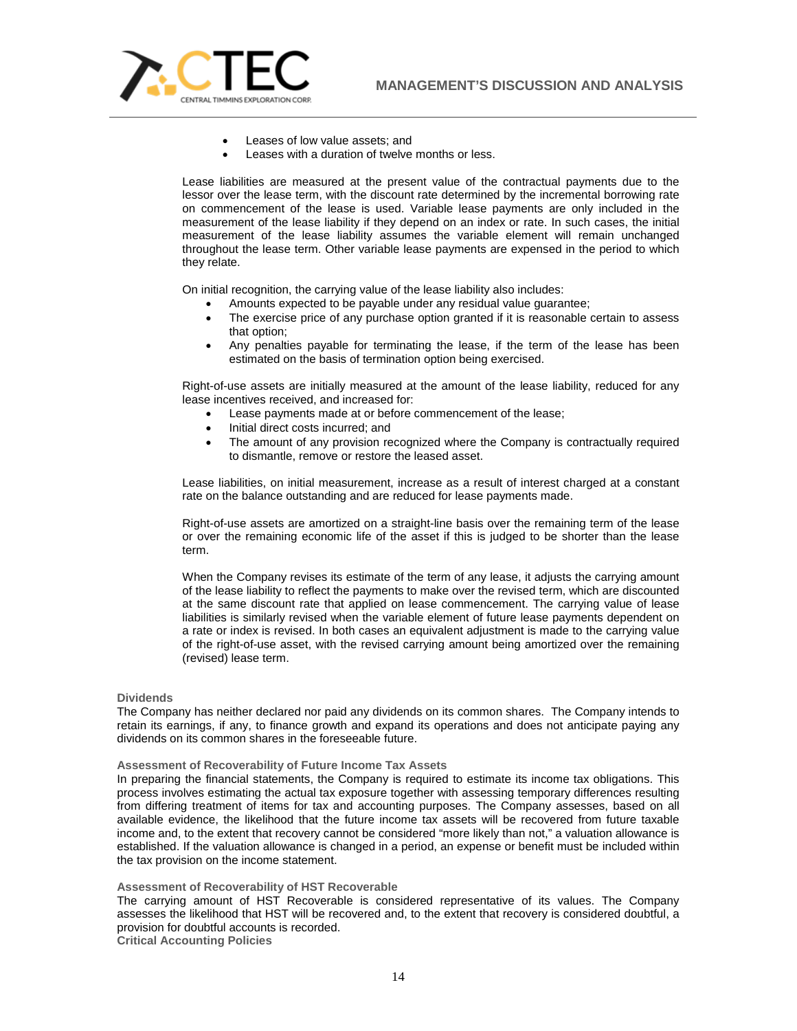- Leases of low value assets; and
- Leases with a duration of twelve months or less.

Lease liabilities are measured at the present value of the contractual payments due to the lessor over the lease term, with the discount rate determined by the incremental borrowing rate on commencement of the lease is used. Variable lease payments are only included in the measurement of the lease liability if they depend on an index or rate. In such cases, the initial measurement of the lease liability assumes the variable element will remain unchanged throughout the lease term. Other variable lease payments are expensed in the period to which they relate.

On initial recognition, the carrying value of the lease liability also includes:

- Amounts expected to be payable under any residual value guarantee;
- The exercise price of any purchase option granted if it is reasonable certain to assess that option;
- Any penalties payable for terminating the lease, if the term of the lease has been estimated on the basis of termination option being exercised.

Right-of-use assets are initially measured at the amount of the lease liability, reduced for any lease incentives received, and increased for:

- Lease payments made at or before commencement of the lease;
- Initial direct costs incurred; and
- The amount of any provision recognized where the Company is contractually required to dismantle, remove or restore the leased asset.

Lease liabilities, on initial measurement, increase as a result of interest charged at a constant rate on the balance outstanding and are reduced for lease payments made.

Right-of-use assets are amortized on a straight-line basis over the remaining term of the lease or over the remaining economic life of the asset if this is judged to be shorter than the lease term.

When the Company revises its estimate of the term of any lease, it adjusts the carrying amount of the lease liability to reflect the payments to make over the revised term, which are discounted at the same discount rate that applied on lease commencement. The carrying value of lease liabilities is similarly revised when the variable element of future lease payments dependent on a rate or index is revised. In both cases an equivalent adjustment is made to the carrying value of the right-of-use asset, with the revised carrying amount being amortized over the remaining (revised) lease term.

### Dividends

The Company has neither declared nor paid any dividends on its common shares. The Company intends to retain its earnings, if any, to finance growth and expand its operations and does not anticipate paying any dividends on its common shares in the foreseeable future.

### Assessment of Recoverability of Future Income Tax Assets

In preparing the financial statements, the Company is required to estimate its income tax obligations. This process involves estimating the actual tax exposure together with assessing temporary differences resulting from differing treatment of items for tax and accounting purposes. The Company assesses, based on all available evidence, the likelihood that the future income tax assets will be recovered from future taxable income and, to the extent that recovery cannot be considered "more likely than not," a valuation allowance is established. If the valuation allowance is changed in a period, an expense or benefit must be included within the tax provision on the income statement.

### Assessment of Recoverability of HST Recoverable

The carrying amount of HST Recoverable is considered representative of its values. The Company assesses the likelihood that HST will be recovered and, to the extent that recovery is considered doubtful, a provision for doubtful accounts is recorded.

### Critical Accounting Policies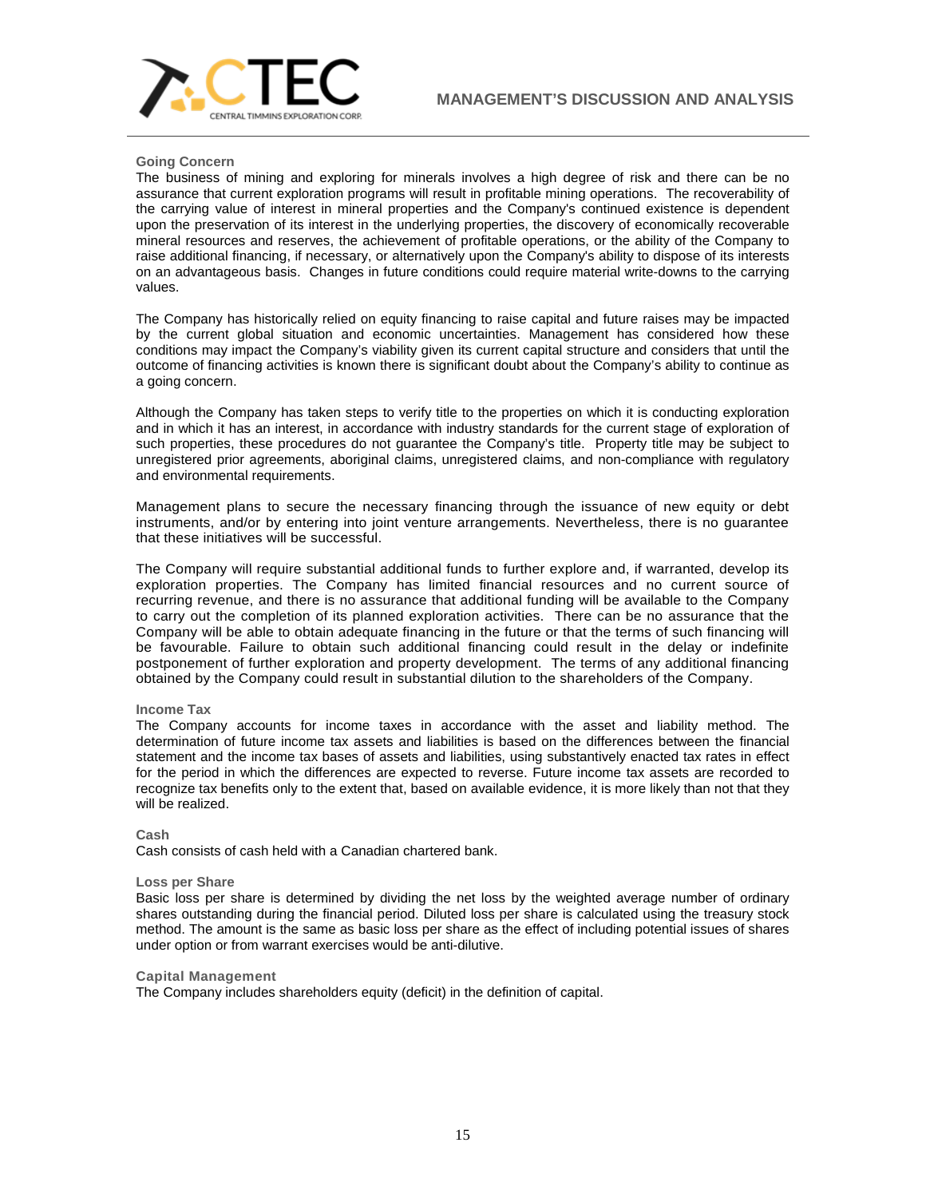### Going Concern

The business of mining and exploring for minerals involves a high degree of risk and there can be no assurance that current exploration programs will result in profitable mining operations. The recoverability of the carrying value of interest in mineral properties and the Company's continued existence is dependent upon the preservation of its interest in the underlying properties, the discovery of economically recoverable mineral resources and reserves, the achievement of profitable operations, or the ability of the Company to raise additional financing, if necessary, or alternatively upon the Company's ability to dispose of its interests on an advantageous basis. Changes in future conditions could require material write-downs to the carrying values.

The Company has historically relied on equity financing to raise capital and future raises may be impacted by the current global situation and economic uncertainties. Management has considered how these conditions may impact the Company's viability given its current capital structure and considers that until the outcome of financing activities is known there is significant doubt about the Company's ability to continue as a going concern.

Although the Company has taken steps to verify title to the properties on which it is conducting exploration and in which it has an interest, in accordance with industry standards for the current stage of exploration of such properties, these procedures do not guarantee the Company's title. Property title may be subject to unregistered prior agreements, aboriginal claims, unregistered claims, and non-compliance with regulatory and environmental requirements.

Management plans to secure the necessary financing through the issuance of new equity or debt instruments, and/or by entering into joint venture arrangements. Nevertheless, there is no guarantee that these initiatives will be successful.

The Company will require substantial additional funds to further explore and, if warranted, develop its exploration properties. The Company has limited financial resources and no current source of recurring revenue, and there is no assurance that additional funding will be available to the Company to carry out the completion of its planned exploration activities. There can be no assurance that the Company will be able to obtain adequate financing in the future or that the terms of such financing will be favourable. Failure to obtain such additional financing could result in the delay or indefinite postponement of further exploration and property development. The terms of any additional financing obtained by the Company could result in substantial dilution to the shareholders of the Company.

### Income Tax

The Company accounts for income taxes in accordance with the asset and liability method. The determination of future income tax assets and liabilities is based on the differences between the financial statement and the income tax bases of assets and liabilities, using substantively enacted tax rates in effect for the period in which the differences are expected to reverse. Future income tax assets are recorded to recognize tax benefits only to the extent that, based on available evidence, it is more likely than not that they will be realized.

### Cash

Cash consists of cash held with a Canadian chartered bank.

### Loss per Share

Basic loss per share is determined by dividing the net loss by the weighted average number of ordinary shares outstanding during the financial period. Diluted loss per share is calculated using the treasury stock method. The amount is the same as basic loss per share as the effect of including potential issues of shares under option or from warrant exercises would be anti-dilutive.

### Capital Management

The Company includes shareholders equity (deficit) in the definition of capital.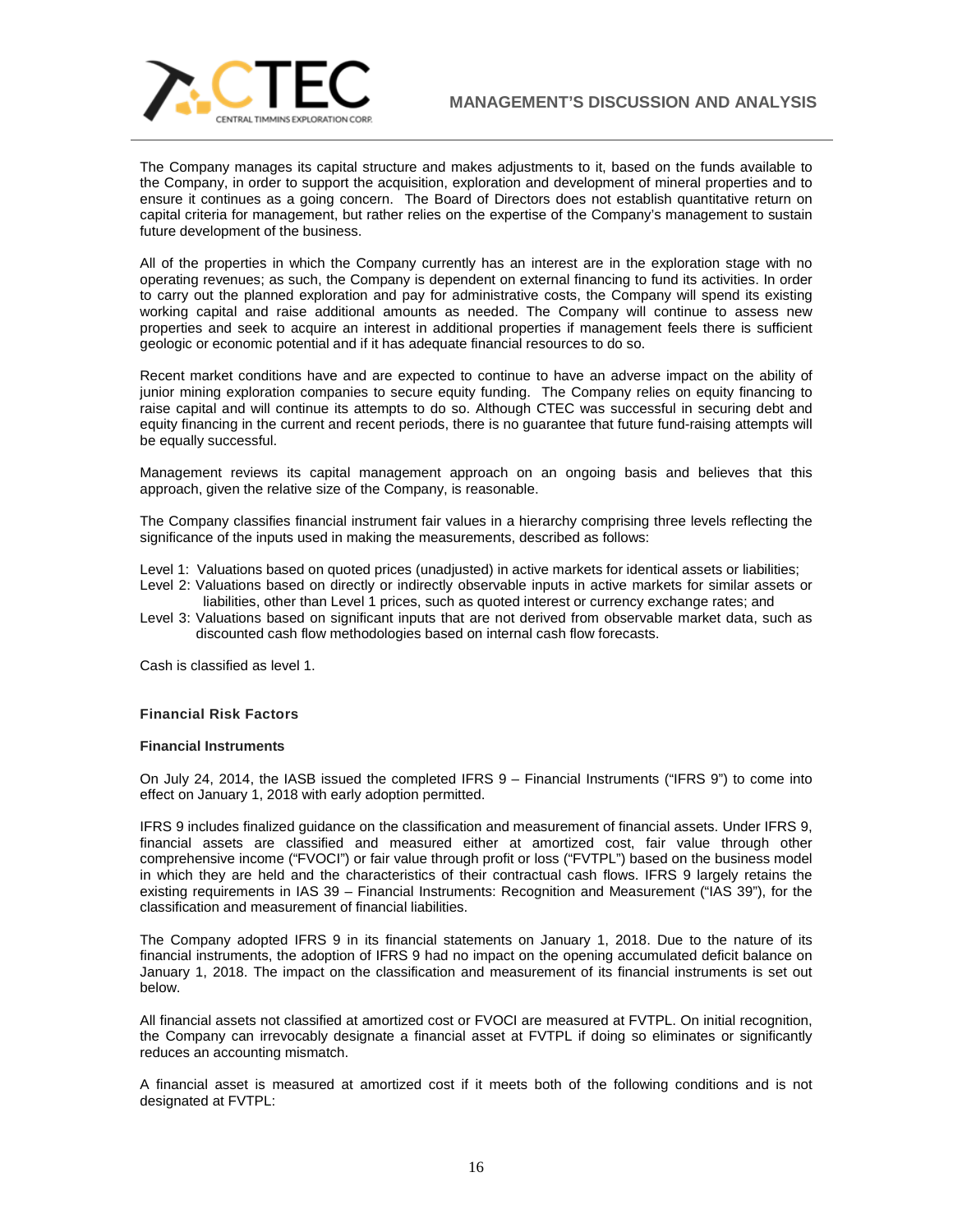The Company manages its capital structure and makes adjustments to it, based on the funds available to the Company, in order to support the acquisition, exploration and development of mineral properties and to ensure it continues as a going concern. The Board of Directors does not establish quantitative return on capital criteria for management, but rather relies on the expertise of the Company's management to sustain future development of the business.

All of the properties in which the Company currently has an interest are in the exploration stage with no operating revenues; as such, the Company is dependent on external financing to fund its activities. In order to carry out the planned exploration and pay for administrative costs, the Company will spend its existing working capital and raise additional amounts as needed. The Company will continue to assess new properties and seek to acquire an interest in additional properties if management feels there is sufficient geologic or economic potential and if it has adequate financial resources to do so.

Recent market conditions have and are expected to continue to have an adverse impact on the ability of junior mining exploration companies to secure equity funding. The Company relies on equity financing to raise capital and will continue its attempts to do so. Although CTEC was successful in securing debt and equity financing in the current and recent periods, there is no guarantee that future fund-raising attempts will be equally successful.

Management reviews its capital management approach on an ongoing basis and believes that this approach, given the relative size of the Company, is reasonable.

The Company classifies financial instrument fair values in a hierarchy comprising three levels reflecting the significance of the inputs used in making the measurements, described as follows:

Level 1: Valuations based on quoted prices (unadjusted) in active markets for identical assets or liabilities;
Level 2: Valuations based on directly or indirectly observable inputs in active markets for similar assets or liabilities, other than Level 1 prices, such as quoted interest or currency exchange rates; and
Level 3: Valuations based on significant inputs that are not derived from observable market data, such as discounted cash flow methodologies based on internal cash flow forecasts.

Cash is classified as level 1.

## Financial Risk Factors

### Financial Instruments

On July 24, 2014, the IASB issued the completed IFRS 9 – Financial Instruments ("IFRS 9") to come into effect on January 1, 2018 with early adoption permitted.

IFRS 9 includes finalized guidance on the classification and measurement of financial assets. Under IFRS 9, financial assets are classified and measured either at amortized cost, fair value through other comprehensive income ("FVOCI") or fair value through profit or loss ("FVTPL") based on the business model in which they are held and the characteristics of their contractual cash flows. IFRS 9 largely retains the existing requirements in IAS 39 – Financial Instruments: Recognition and Measurement ("IAS 39"), for the classification and measurement of financial liabilities.

The Company adopted IFRS 9 in its financial statements on January 1, 2018. Due to the nature of its financial instruments, the adoption of IFRS 9 had no impact on the opening accumulated deficit balance on January 1, 2018. The impact on the classification and measurement of its financial instruments is set out below.

All financial assets not classified at amortized cost or FVOCI are measured at FVTPL. On initial recognition, the Company can irrevocably designate a financial asset at FVTPL if doing so eliminates or significantly reduces an accounting mismatch.

A financial asset is measured at amortized cost if it meets both of the following conditions and is not designated at FVTPL: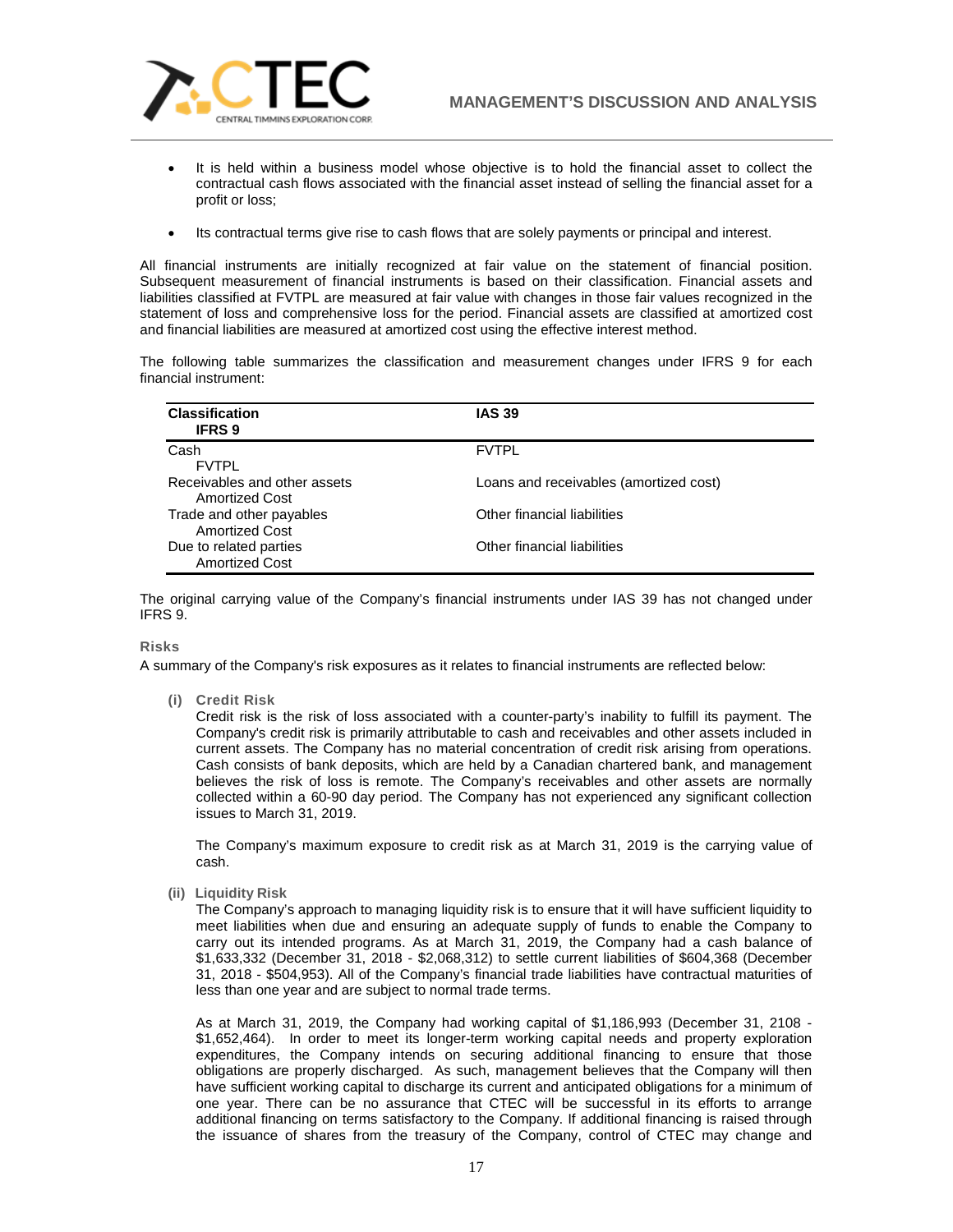- It is held within a business model whose objective is to hold the financial asset to collect the contractual cash flows associated with the financial asset instead of selling the financial asset for a profit or loss;

- Its contractual terms give rise to cash flows that are solely payments or principal and interest.

All financial instruments are initially recognized at fair value on the statement of financial position. Subsequent measurement of financial instruments is based on their classification. Financial assets and liabilities classified at FVTPL are measured at fair value with changes in those fair values recognized in the statement of loss and comprehensive loss for the period. Financial assets are classified at amortized cost and financial liabilities are measured at amortized cost using the effective interest method.

The following table summarizes the classification and measurement changes under IFRS 9 for each financial instrument:

| Classification | IAS 39 | IFRS 9 |
|---|---|---|
| Cash | FVTPL | FVTPL |
| Receivables and other assets | Loans and receivables (amortized cost) | Amortized Cost |
| Trade and other payables | Other financial liabilities | Amortized Cost |
| Due to related parties | Other financial liabilities | Amortized Cost |

The original carrying value of the Company's financial instruments under IAS 39 has not changed under IFRS 9.

### Risks

A summary of the Company's risk exposures as it relates to financial instruments are reflected below:

**(i) Credit Risk**

Credit risk is the risk of loss associated with a counter-party's inability to fulfill its payment. The Company's credit risk is primarily attributable to cash and receivables and other assets included in current assets. The Company has no material concentration of credit risk arising from operations. Cash consists of bank deposits, which are held by a Canadian chartered bank, and management believes the risk of loss is remote. The Company's receivables and other assets are normally collected within a 60-90 day period. The Company has not experienced any significant collection issues to March 31, 2019.

The Company's maximum exposure to credit risk as at March 31, 2019 is the carrying value of cash.

**(ii) Liquidity Risk**

The Company's approach to managing liquidity risk is to ensure that it will have sufficient liquidity to meet liabilities when due and ensuring an adequate supply of funds to enable the Company to carry out its intended programs. As at March 31, 2019, the Company had a cash balance of $1,633,332 (December 31, 2018 - $2,068,312) to settle current liabilities of $604,368 (December 31, 2018 - $504,953). All of the Company's financial trade liabilities have contractual maturities of less than one year and are subject to normal trade terms.

As at March 31, 2019, the Company had working capital of $1,186,993 (December 31, 2108 - $1,652,464). In order to meet its longer-term working capital needs and property exploration expenditures, the Company intends on securing additional financing to ensure that those obligations are properly discharged. As such, management believes that the Company will then have sufficient working capital to discharge its current and anticipated obligations for a minimum of one year. There can be no assurance that CTEC will be successful in its efforts to arrange additional financing on terms satisfactory to the Company. If additional financing is raised through the issuance of shares from the treasury of the Company, control of CTEC may change and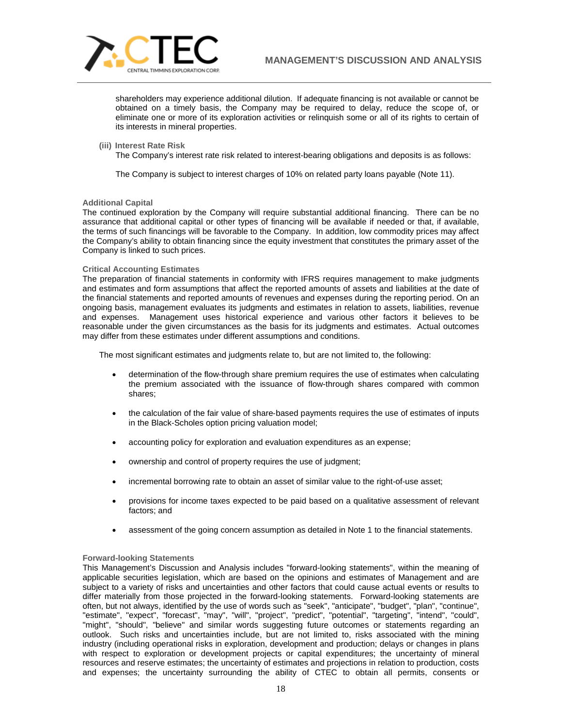shareholders may experience additional dilution. If adequate financing is not available or cannot be obtained on a timely basis, the Company may be required to delay, reduce the scope of, or eliminate one or more of its exploration activities or relinquish some or all of its rights to certain of its interests in mineral properties.

**(iii) Interest Rate Risk**

The Company's interest rate risk related to interest-bearing obligations and deposits is as follows:

The Company is subject to interest charges of 10% on related party loans payable (Note 11).

### Additional Capital

The continued exploration by the Company will require substantial additional financing. There can be no assurance that additional capital or other types of financing will be available if needed or that, if available, the terms of such financings will be favorable to the Company. In addition, low commodity prices may affect the Company's ability to obtain financing since the equity investment that constitutes the primary asset of the Company is linked to such prices.

### Critical Accounting Estimates

The preparation of financial statements in conformity with IFRS requires management to make judgments and estimates and form assumptions that affect the reported amounts of assets and liabilities at the date of the financial statements and reported amounts of revenues and expenses during the reporting period. On an ongoing basis, management evaluates its judgments and estimates in relation to assets, liabilities, revenue and expenses. Management uses historical experience and various other factors it believes to be reasonable under the given circumstances as the basis for its judgments and estimates. Actual outcomes may differ from these estimates under different assumptions and conditions.

The most significant estimates and judgments relate to, but are not limited to, the following:

- determination of the flow-through share premium requires the use of estimates when calculating the premium associated with the issuance of flow-through shares compared with common shares;
- the calculation of the fair value of share-based payments requires the use of estimates of inputs in the Black-Scholes option pricing valuation model;
- accounting policy for exploration and evaluation expenditures as an expense;
- ownership and control of property requires the use of judgment;
- incremental borrowing rate to obtain an asset of similar value to the right-of-use asset;
- provisions for income taxes expected to be paid based on a qualitative assessment of relevant factors; and
- assessment of the going concern assumption as detailed in Note 1 to the financial statements.

### Forward-looking Statements

This Management's Discussion and Analysis includes "forward-looking statements", within the meaning of applicable securities legislation, which are based on the opinions and estimates of Management and are subject to a variety of risks and uncertainties and other factors that could cause actual events or results to differ materially from those projected in the forward-looking statements. Forward-looking statements are often, but not always, identified by the use of words such as "seek", "anticipate", "budget", "plan", "continue", "estimate", "expect", "forecast", "may", "will", "project", "predict", "potential", "targeting", "intend", "could", "might", "should", "believe" and similar words suggesting future outcomes or statements regarding an outlook. Such risks and uncertainties include, but are not limited to, risks associated with the mining industry (including operational risks in exploration, development and production; delays or changes in plans with respect to exploration or development projects or capital expenditures; the uncertainty of mineral resources and reserve estimates; the uncertainty of estimates and projections in relation to production, costs and expenses; the uncertainty surrounding the ability of CTEC to obtain all permits, consents or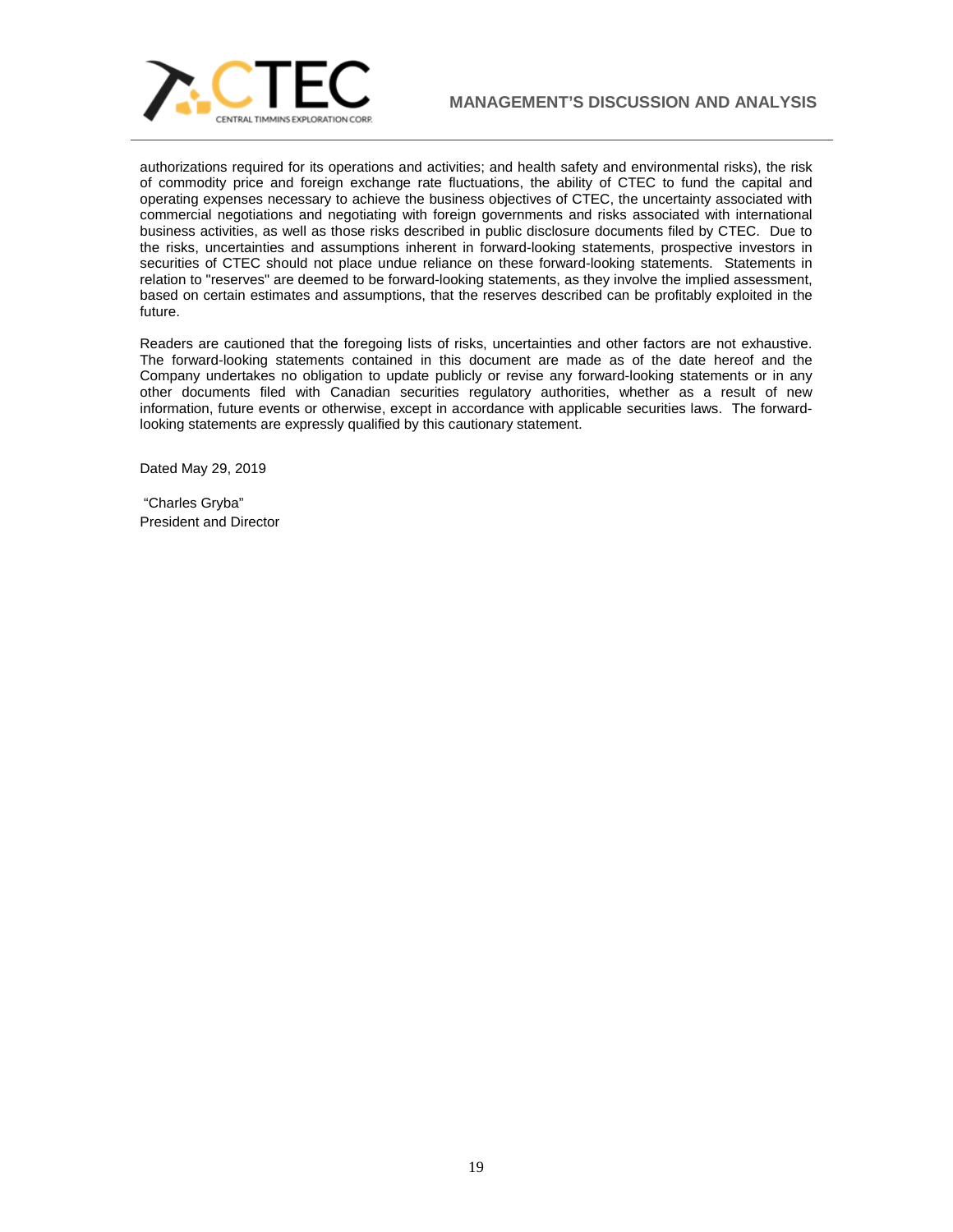authorizations required for its operations and activities; and health safety and environmental risks), the risk of commodity price and foreign exchange rate fluctuations, the ability of CTEC to fund the capital and operating expenses necessary to achieve the business objectives of CTEC, the uncertainty associated with commercial negotiations and negotiating with foreign governments and risks associated with international business activities, as well as those risks described in public disclosure documents filed by CTEC. Due to the risks, uncertainties and assumptions inherent in forward-looking statements, prospective investors in securities of CTEC should not place undue reliance on these forward-looking statements. Statements in relation to "reserves" are deemed to be forward-looking statements, as they involve the implied assessment, based on certain estimates and assumptions, that the reserves described can be profitably exploited in the future.

Readers are cautioned that the foregoing lists of risks, uncertainties and other factors are not exhaustive. The forward-looking statements contained in this document are made as of the date hereof and the Company undertakes no obligation to update publicly or revise any forward-looking statements or in any other documents filed with Canadian securities regulatory authorities, whether as a result of new information, future events or otherwise, except in accordance with applicable securities laws. The forward-looking statements are expressly qualified by this cautionary statement.

Dated May 29, 2019

"Charles Gryba"
President and Director